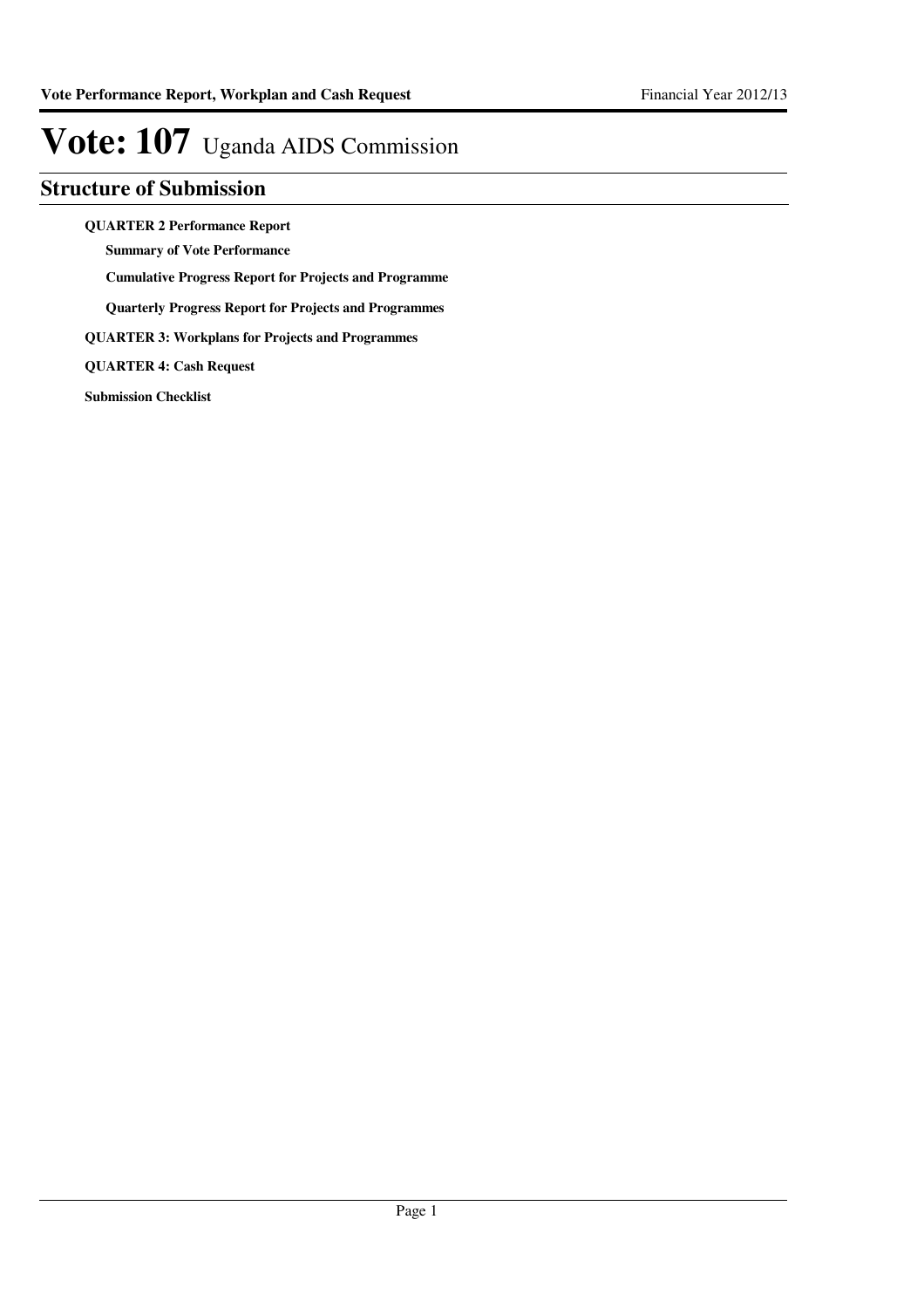# Vote: 107 Uganda AIDS Commission

## Structure of Submission

**QUARTER 2 Performance Report**

- **Summary of Vote Performance**
- **Cumulative Progress Report for Projects and Programme**
- **Quarterly Progress Report for Projects and Programmes**

**QUARTER 3: Workplans for Projects and Programmes**

**QUARTER 4: Cash Request**

**Submission Checklist**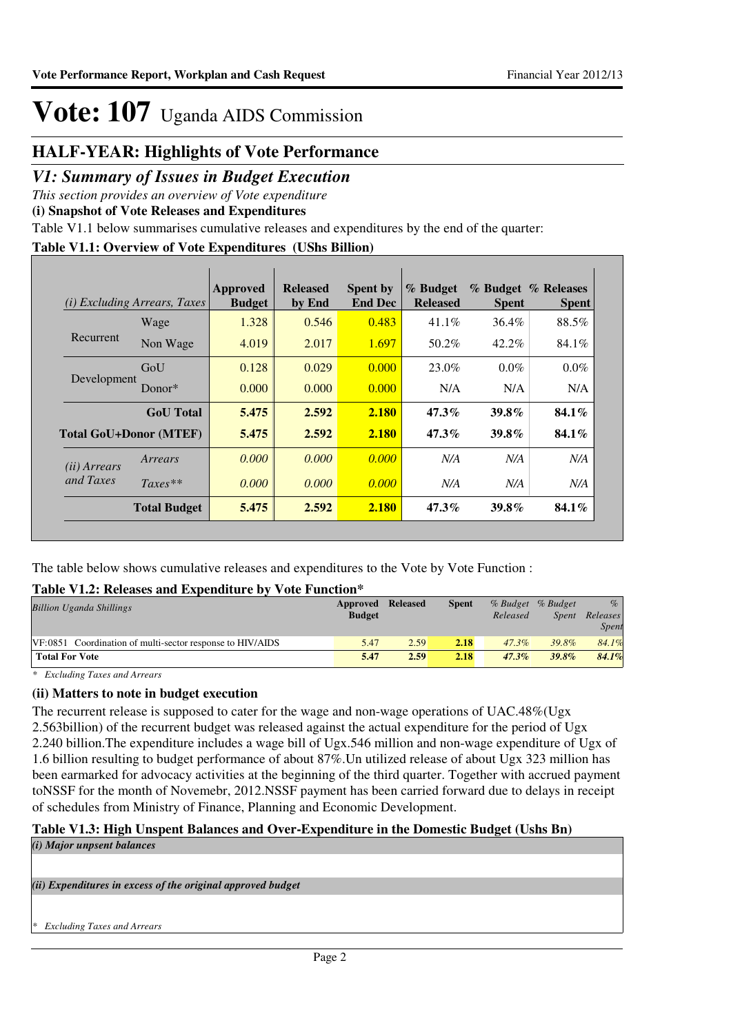# Vote: 107 Uganda AIDS Commission

## HALF-YEAR: Highlights of Vote Performance

## *V1: Summary of Issues in Budget Execution*

*This section provides an overview of Vote expenditure*

**(i) Snapshot of Vote Releases and Expenditures**

Table V1.1 below summarises cumulative releases and expenditures by the end of the quarter:

**Table V1.1: Overview of Vote Expenditures (UShs Billion)**

| *(i) Excluding Arrears, Taxes* | | Approved Budget | Released by End | Spent by End Dec | % Budget Released | % Budget Spent | % Releases Spent |
|---|---|---|---|---|---|---|---|
| Recurrent | Wage | 1.328 | 0.546 | 0.483 | 41.1% | 36.4% | 88.5% |
| | Non Wage | 4.019 | 2.017 | 1.697 | 50.2% | 42.2% | 84.1% |
| Development | GoU | 0.128 | 0.029 | 0.000 | 23.0% | 0.0% | 0.0% |
| | Donor* | 0.000 | 0.000 | 0.000 | N/A | N/A | N/A |
| | **GoU Total** | **5.475** | **2.592** | **2.180** | **47.3%** | **39.8%** | **84.1%** |
| **Total GoU+Donor (MTEF)** | | **5.475** | **2.592** | **2.180** | **47.3%** | **39.8%** | **84.1%** |
| *(ii) Arrears and Taxes* | *Arrears* | *0.000* | *0.000* | *0.000* | *N/A* | *N/A* | *N/A* |
| | *Taxes*** | *0.000* | *0.000* | *0.000* | *N/A* | *N/A* | *N/A* |
| | **Total Budget** | **5.475** | **2.592** | **2.180** | **47.3%** | **39.8%** | **84.1%** |

The table below shows cumulative releases and expenditures to the Vote by Vote Function :

**Table V1.2: Releases and Expenditure by Vote Function***

| *Billion Uganda Shillings* | Approved Budget | Released | Spent | *% Budget Released* | *% Budget Spent* | *% Releases Spent* |
|---|---|---|---|---|---|---|
| VF:0851 Coordination of multi-sector response to HIV/AIDS | 5.47 | 2.59 | **2.18** | *47.3%* | *39.8%* | *84.1%* |
| **Total For Vote** | **5.47** | **2.59** | **2.18** | ***47.3%*** | ***39.8%*** | ***84.1%*** |

*\* Excluding Taxes and Arrears*

**(ii) Matters to note in budget execution**

The recurrent release is supposed to cater for the wage and non-wage operations of UAC.48%(Ugx 2.563billion) of the recurrent budget was released against the actual expenditure for the period of Ugx 2.240 billion.The expenditure includes a wage bill of Ugx.546 million and non-wage expenditure of Ugx of 1.6 billion resulting to budget performance of about 87%.Un utilized release of about Ugx 323 million has been earmarked for advocacy activities at the beginning of the third quarter. Together with accrued payment toNSSF for the month of Novemebr, 2012.NSSF payment has been carried forward due to delays in receipt of schedules from Ministry of Finance, Planning and Economic Development.

**Table V1.3: High Unspent Balances and Over-Expenditure in the Domestic Budget (Ushs Bn)**

***(i) Major unpsent balances***

***(ii) Expenditures in excess of the original approved budget***

*\* Excluding Taxes and Arrears*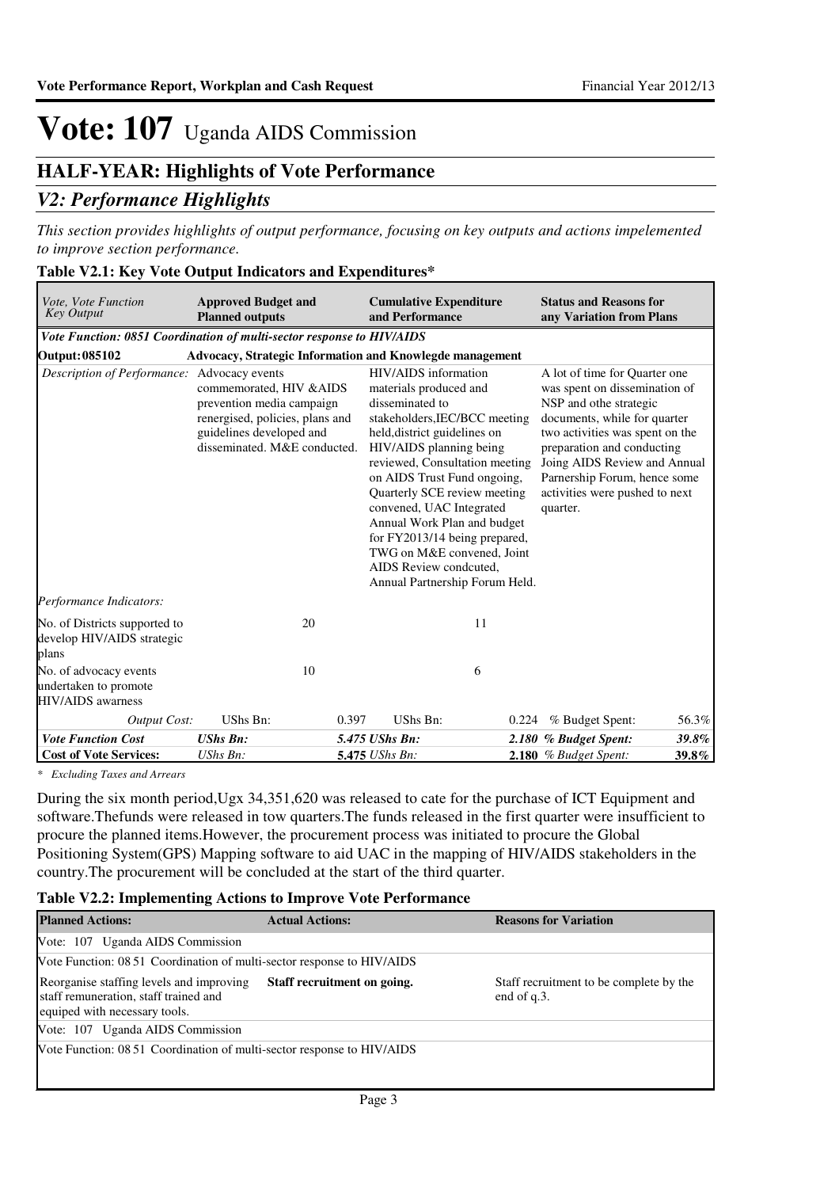# Vote: 107 Uganda AIDS Commission

## HALF-YEAR: Highlights of Vote Performance

### *V2: Performance Highlights*

*This section provides highlights of output performance, focusing on key outputs and actions impelemented to improve section performance.*

**Table V2.1: Key Vote Output Indicators and Expenditures***

| *Vote, Vote Function Key Output* | **Approved Budget and Planned outputs** | | **Cumulative Expenditure and Performance** | | **Status and Reasons for any Variation from Plans** | |
|---|---|---|---|---|---|---|
| ***Vote Function: 0851 Coordination of multi-sector response to HIV/AIDS*** | | | | | | |
| **Output: 085102** | **Advocacy, Strategic Information and Knowlegde management** | | | | | |
| *Description of Performance:* | Advocacy events commemorated, HIV &AIDS prevention media campaign renergised, policies, plans and guidelines developed and disseminated. M&E conducted. | | HIV/AIDS information materials produced and disseminated to stakeholders,IEC/BCC meeting held,district guidelines on HIV/AIDS planning being reviewed, Consultation meeting on AIDS Trust Fund ongoing, Quarterly SCE review meeting convened, UAC Integrated Annual Work Plan and budget for FY2013/14 being prepared, TWG on M&E convened, Joint AIDS Review condcuted, Annual Partnership Forum Held. | | A lot of time for Quarter one was spent on dissemination of NSP and othe strategic documents, while for quarter two activities was spent on the preparation and conducting Joing AIDS Review and Annual Parnership Forum, hence some activities were pushed to next quarter. | |
| *Performance Indicators:* | | | | | | |
| No. of Districts supported to develop HIV/AIDS strategic plans | | 20 | | 11 | | |
| No. of advocacy events undertaken to promote HIV/AIDS awarness | | 10 | | 6 | | |
| *Output Cost:* | UShs Bn: | 0.397 | UShs Bn: | 0.224 | % Budget Spent: | 56.3% |
| ***Vote Function Cost*** | ***UShs Bn:*** | ***5.475*** | ***UShs Bn:*** | ***2.180*** | ***% Budget Spent:*** | ***39.8%*** |
| **Cost of Vote Services:** | *UShs Bn:* | **5.475** | *UShs Bn:* | **2.180** | *% Budget Spent:* | **39.8%** |

*\* Excluding Taxes and Arrears*

During the six month period,Ugx 34,351,620 was released to cate for the purchase of ICT Equipment and software.Thefunds were released in tow quarters.The funds released in the first quarter were insufficient to procure the planned items.However, the procurement process was initiated to procure the Global Positioning System(GPS) Mapping software to aid UAC in the mapping of HIV/AIDS stakeholders in the country.The procurement will be concluded at the start of the third quarter.

**Table V2.2: Implementing Actions to Improve Vote Performance**

| **Planned Actions:** | **Actual Actions:** | **Reasons for Variation** |
|---|---|---|
| Vote: 107 Uganda AIDS Commission | | |
| Vote Function: 08 51 Coordination of multi-sector response to HIV/AIDS | | |
| Reorganise staffing levels and improving staff remuneration, staff trained and equiped with necessary tools. | **Staff recruitment on going.** | Staff recruitment to be complete by the end of q.3. |
| Vote: 107 Uganda AIDS Commission | | |
| Vote Function: 08 51 Coordination of multi-sector response to HIV/AIDS | | |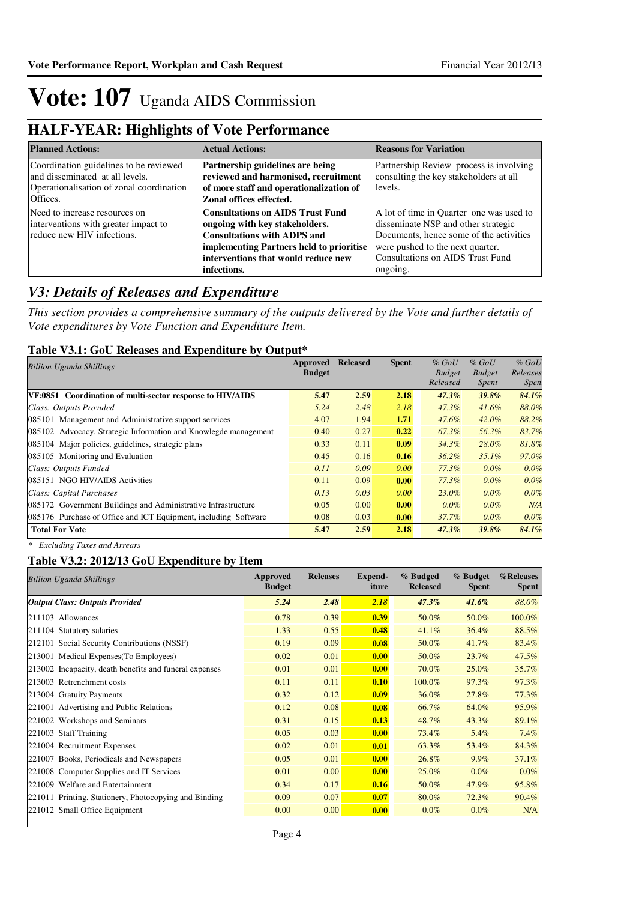# Vote: 107 Uganda AIDS Commission

## HALF-YEAR: Highlights of Vote Performance

| Planned Actions: | Actual Actions: | Reasons for Variation |
|---|---|---|
| Coordination guidelines to be reviewed and disseminated at all levels. Operationalisation of zonal coordination Offices. | **Partnership guidelines are being reviewed and harmonised, recruitment of more staff and operationalization of Zonal offices effected.** | Partnership Review process is involving consulting the key stakeholders at all levels. |
| Need to increase resources on interventions with greater impact to reduce new HIV infections. | **Consultations on AIDS Trust Fund ongoing with key stakeholders. Consultations with ADPS and implementing Partners held to prioritise interventions that would reduce new infections.** | A lot of time in Quarter one was used to disseminate NSP and other strategic Documents, hence some of the activities were pushed to the next quarter. Consultations on AIDS Trust Fund ongoing. |

## *V3: Details of Releases and Expenditure*

*This section provides a comprehensive summary of the outputs delivered by the Vote and further details of Vote expenditures by Vote Function and Expenditure Item.*

### Table V3.1: GoU Releases and Expenditure by Output*

| *Billion Uganda Shillings* | Approved Budget | Released | Spent | *% GoU Budget Released* | *% GoU Budget Spent* | *% GoU Releases Spent* |
|---|---|---|---|---|---|---|
| **VF:0851 Coordination of multi-sector response to HIV/AIDS** | **5.47** | **2.59** | **2.18** | ***47.3%*** | ***39.8%*** | ***84.1%*** |
| *Class: Outputs Provided* | *5.24* | *2.48* | *2.18* | *47.3%* | *41.6%* | *88.0%* |
| 085101 Management and Administrative support services | 4.07 | 1.94 | **1.71** | *47.6%* | *42.0%* | *88.2%* |
| 085102 Advocacy, Strategic Information and Knowlegde management | 0.40 | 0.27 | **0.22** | *67.3%* | *56.3%* | *83.7%* |
| 085104 Major policies, guidelines, strategic plans | 0.33 | 0.11 | **0.09** | *34.3%* | *28.0%* | *81.8%* |
| 085105 Monitoring and Evaluation | 0.45 | 0.16 | **0.16** | *36.2%* | *35.1%* | *97.0%* |
| *Class: Outputs Funded* | *0.11* | *0.09* | *0.00* | *77.3%* | *0.0%* | *0.0%* |
| 085151 NGO HIV/AIDS Activities | 0.11 | 0.09 | **0.00** | *77.3%* | *0.0%* | *0.0%* |
| *Class: Capital Purchases* | *0.13* | *0.03* | *0.00* | *23.0%* | *0.0%* | *0.0%* |
| 085172 Government Buildings and Administrative Infrastructure | 0.05 | 0.00 | **0.00** | *0.0%* | *0.0%* | *N/A* |
| 085176 Purchase of Office and ICT Equipment, including Software | 0.08 | 0.03 | **0.00** | *37.7%* | *0.0%* | *0.0%* |
| **Total For Vote** | **5.47** | **2.59** | **2.18** | ***47.3%*** | ***39.8%*** | ***84.1%*** |

*\* Excluding Taxes and Arrears*

### Table V3.2: 2012/13 GoU Expenditure by Item

| *Billion Uganda Shillings* | Approved Budget | Releases | Expend-iture | % Budged Released | % Budget Spent | %Releases Spent |
|---|---|---|---|---|---|---|
| ***Output Class: Outputs Provided*** | ***5.24*** | ***2.48*** | ***2.18*** | ***47.3%*** | ***41.6%*** | *88.0%* |
| 211103 Allowances | 0.78 | 0.39 | **0.39** | 50.0% | 50.0% | 100.0% |
| 211104 Statutory salaries | 1.33 | 0.55 | **0.48** | 41.1% | 36.4% | 88.5% |
| 212101 Social Security Contributions (NSSF) | 0.19 | 0.09 | **0.08** | 50.0% | 41.7% | 83.4% |
| 213001 Medical Expenses(To Employees) | 0.02 | 0.01 | **0.00** | 50.0% | 23.7% | 47.5% |
| 213002 Incapacity, death benefits and funeral expenses | 0.01 | 0.01 | **0.00** | 70.0% | 25.0% | 35.7% |
| 213003 Retrenchment costs | 0.11 | 0.11 | **0.10** | 100.0% | 97.3% | 97.3% |
| 213004 Gratuity Payments | 0.32 | 0.12 | **0.09** | 36.0% | 27.8% | 77.3% |
| 221001 Advertising and Public Relations | 0.12 | 0.08 | **0.08** | 66.7% | 64.0% | 95.9% |
| 221002 Workshops and Seminars | 0.31 | 0.15 | **0.13** | 48.7% | 43.3% | 89.1% |
| 221003 Staff Training | 0.05 | 0.03 | **0.00** | 73.4% | 5.4% | 7.4% |
| 221004 Recruitment Expenses | 0.02 | 0.01 | **0.01** | 63.3% | 53.4% | 84.3% |
| 221007 Books, Periodicals and Newspapers | 0.05 | 0.01 | **0.00** | 26.8% | 9.9% | 37.1% |
| 221008 Computer Supplies and IT Services | 0.01 | 0.00 | **0.00** | 25.0% | 0.0% | 0.0% |
| 221009 Welfare and Entertainment | 0.34 | 0.17 | **0.16** | 50.0% | 47.9% | 95.8% |
| 221011 Printing, Stationery, Photocopying and Binding | 0.09 | 0.07 | **0.07** | 80.0% | 72.3% | 90.4% |
| 221012 Small Office Equipment | 0.00 | 0.00 | **0.00** | 0.0% | 0.0% | N/A |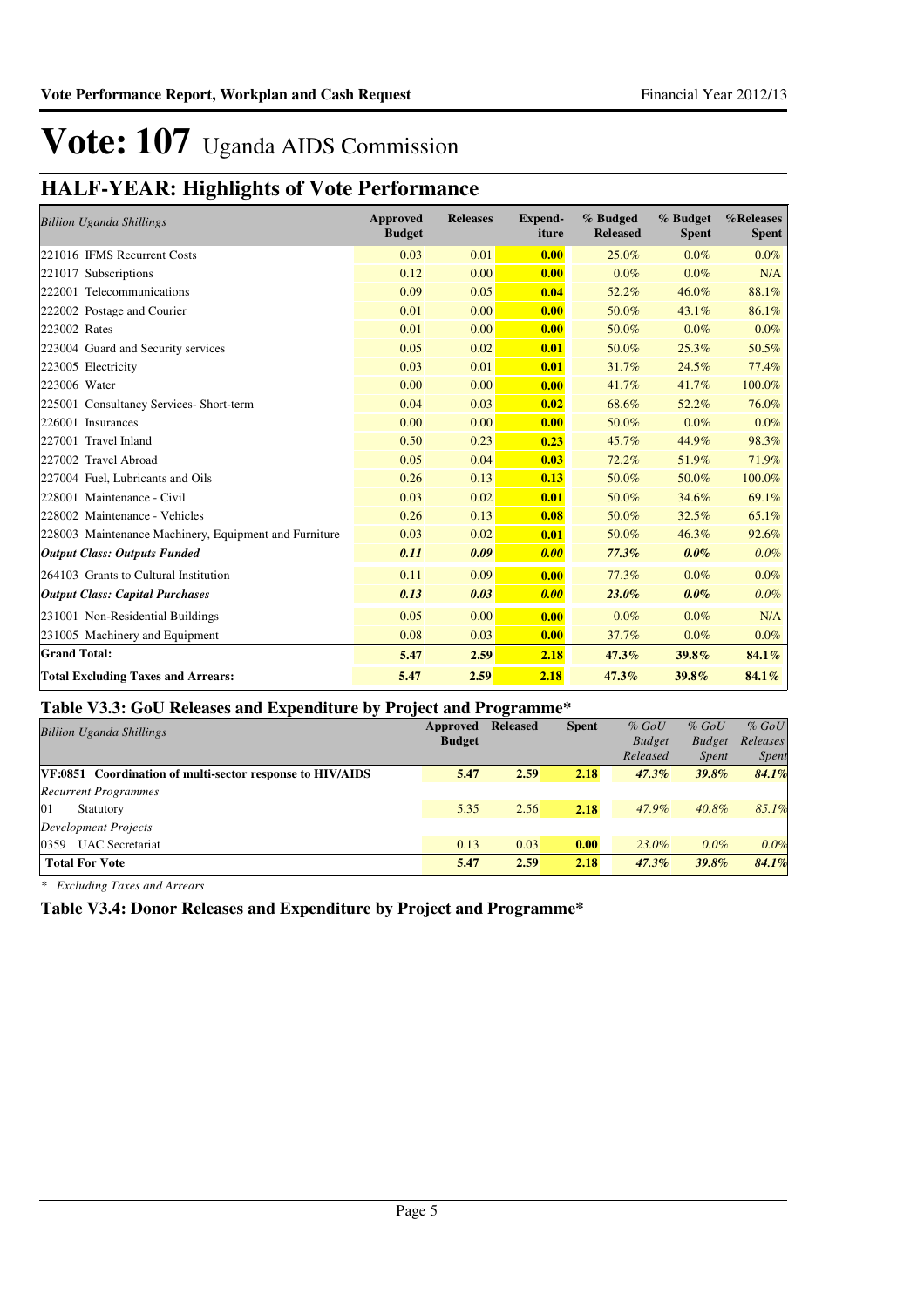# Vote: 107 Uganda AIDS Commission

## HALF-YEAR: Highlights of Vote Performance

| *Billion Uganda Shillings* | Approved Budget | Releases | Expend-iture | % Budged Released | % Budget Spent | %Releases Spent |
|---|---|---|---|---|---|---|
| 221016 IFMS Recurrent Costs | 0.03 | 0.01 | **0.00** | 25.0% | 0.0% | 0.0% |
| 221017 Subscriptions | 0.12 | 0.00 | **0.00** | 0.0% | 0.0% | N/A |
| 222001 Telecommunications | 0.09 | 0.05 | **0.04** | 52.2% | 46.0% | 88.1% |
| 222002 Postage and Courier | 0.01 | 0.00 | **0.00** | 50.0% | 43.1% | 86.1% |
| 223002 Rates | 0.01 | 0.00 | **0.00** | 50.0% | 0.0% | 0.0% |
| 223004 Guard and Security services | 0.05 | 0.02 | **0.01** | 50.0% | 25.3% | 50.5% |
| 223005 Electricity | 0.03 | 0.01 | **0.01** | 31.7% | 24.5% | 77.4% |
| 223006 Water | 0.00 | 0.00 | **0.00** | 41.7% | 41.7% | 100.0% |
| 225001 Consultancy Services- Short-term | 0.04 | 0.03 | **0.02** | 68.6% | 52.2% | 76.0% |
| 226001 Insurances | 0.00 | 0.00 | **0.00** | 50.0% | 0.0% | 0.0% |
| 227001 Travel Inland | 0.50 | 0.23 | **0.23** | 45.7% | 44.9% | 98.3% |
| 227002 Travel Abroad | 0.05 | 0.04 | **0.03** | 72.2% | 51.9% | 71.9% |
| 227004 Fuel, Lubricants and Oils | 0.26 | 0.13 | **0.13** | 50.0% | 50.0% | 100.0% |
| 228001 Maintenance - Civil | 0.03 | 0.02 | **0.01** | 50.0% | 34.6% | 69.1% |
| 228002 Maintenance - Vehicles | 0.26 | 0.13 | **0.08** | 50.0% | 32.5% | 65.1% |
| 228003 Maintenance Machinery, Equipment and Furniture | 0.03 | 0.02 | **0.01** | 50.0% | 46.3% | 92.6% |
| ***Output Class: Outputs Funded*** | ***0.11*** | ***0.09*** | ***0.00*** | ***77.3%*** | ***0.0%*** | *0.0%* |
| 264103 Grants to Cultural Institution | 0.11 | 0.09 | **0.00** | 77.3% | 0.0% | 0.0% |
| ***Output Class: Capital Purchases*** | ***0.13*** | ***0.03*** | ***0.00*** | ***23.0%*** | ***0.0%*** | *0.0%* |
| 231001 Non-Residential Buildings | 0.05 | 0.00 | **0.00** | 0.0% | 0.0% | N/A |
| 231005 Machinery and Equipment | 0.08 | 0.03 | **0.00** | 37.7% | 0.0% | 0.0% |
| **Grand Total:** | **5.47** | **2.59** | **2.18** | **47.3%** | **39.8%** | **84.1%** |
| **Total Excluding Taxes and Arrears:** | **5.47** | **2.59** | **2.18** | **47.3%** | **39.8%** | **84.1%** |

### Table V3.3: GoU Releases and Expenditure by Project and Programme*

| *Billion Uganda Shillings* | Approved Budget | Released | Spent | *% GoU Budget Released* | *% GoU Budget Spent* | *% GoU Releases Spent* |
|---|---|---|---|---|---|---|
| **VF:0851 Coordination of multi-sector response to HIV/AIDS** | **5.47** | **2.59** | **2.18** | ***47.3%*** | ***39.8%*** | ***84.1%*** |
| *Recurrent Programmes* | | | | | | |
| 01 Statutory | 5.35 | 2.56 | **2.18** | *47.9%* | *40.8%* | *85.1%* |
| *Development Projects* | | | | | | |
| 0359 UAC Secretariat | 0.13 | 0.03 | **0.00** | *23.0%* | *0.0%* | *0.0%* |
| **Total For Vote** | **5.47** | **2.59** | **2.18** | ***47.3%*** | ***39.8%*** | ***84.1%*** |

*\* Excluding Taxes and Arrears*

### Table V3.4: Donor Releases and Expenditure by Project and Programme*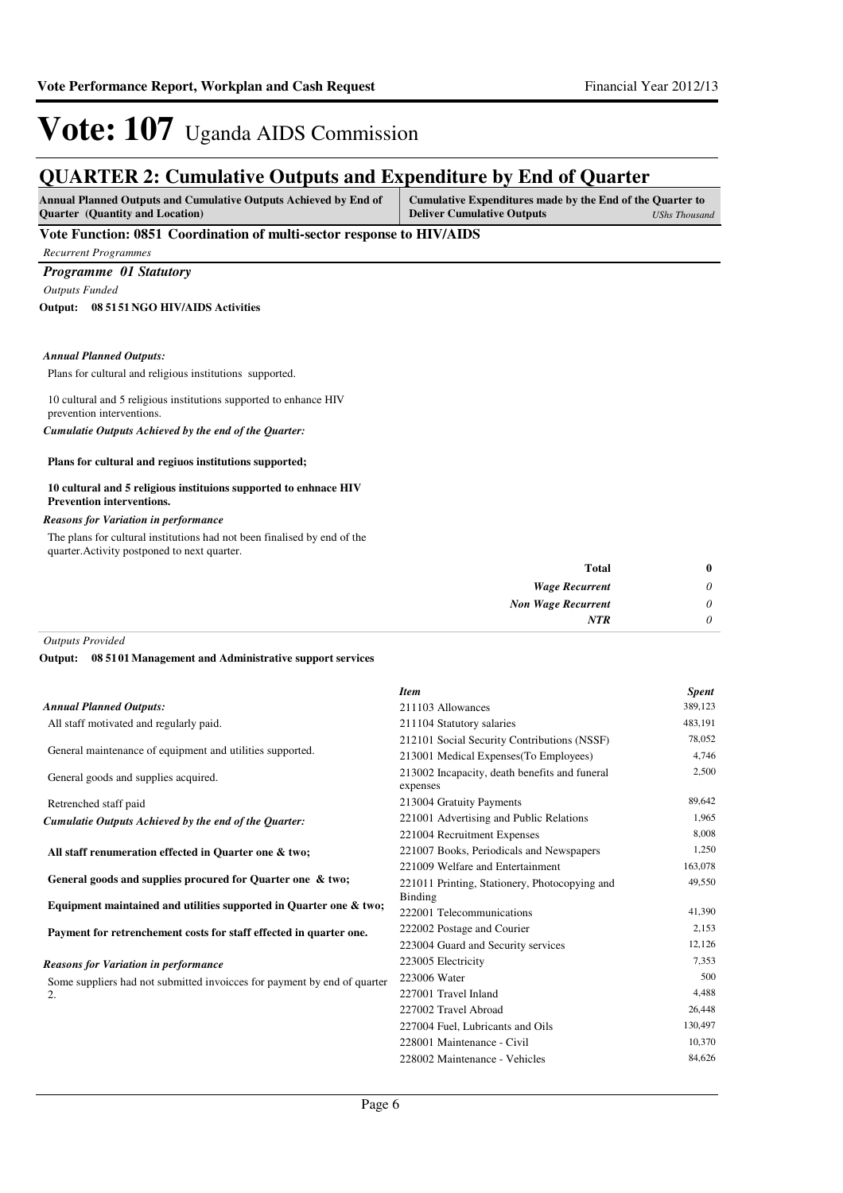# Vote: 107 Uganda AIDS Commission

## QUARTER 2: Cumulative Outputs and Expenditure by End of Quarter

| Annual Planned Outputs and Cumulative Outputs Achieved by End of Quarter (Quantity and Location) | Cumulative Expenditures made by the End of the Quarter to Deliver Cumulative Outputs *UShs Thousand* |
|---|---|

### Vote Function: 0851 Coordination of multi-sector response to HIV/AIDS

*Recurrent Programmes*

### *Programme 01 Statutory*

*Outputs Funded*

**Output: 08 5151 NGO HIV/AIDS Activities**

***Annual Planned Outputs:***

Plans for cultural and religious institutions supported.

10 cultural and 5 religious institutions supported to enhance HIV prevention interventions.

***Cumulatie Outputs Achieved by the end of the Quarter:***

**Plans for cultural and regiuos institutions supported;**

**10 cultural and 5 religious instituions supported to enhnace HIV Prevention interventions.**

***Reasons for Variation in performance***

The plans for cultural institutions had not been finalised by end of the quarter.Activity postponed to next quarter.

| | |
|---|---|
| **Total** | **0** |
| ***Wage Recurrent*** | *0* |
| ***Non Wage Recurrent*** | *0* |
| ***NTR*** | *0* |

*Outputs Provided*

**Output: 08 5101 Management and Administrative support services**

***Annual Planned Outputs:***

All staff motivated and regularly paid.

General maintenance of equipment and utilities supported.

General goods and supplies acquired.

Retrenched staff paid

***Cumulative Outputs Achieved by the end of the Quarter:***

**All staff renumeration effected in Quarter one & two;**

**General goods and supplies procured for Quarter one & two;**

**Equipment maintained and utilities supported in Quarter one & two;**

**Payment for retrenchement costs for staff effected in quarter one.**

***Reasons for Variation in performance***

Some suppliers had not submitted invoicces for payment by end of quarter 2.

| *Item* | *Spent* |
|---|---|
| 211103 Allowances | 389,123 |
| 211104 Statutory salaries | 483,191 |
| 212101 Social Security Contributions (NSSF) | 78,052 |
| 213001 Medical Expenses(To Employees) | 4,746 |
| 213002 Incapacity, death benefits and funeral expenses | 2,500 |
| 213004 Gratuity Payments | 89,642 |
| 221001 Advertising and Public Relations | 1,965 |
| 221004 Recruitment Expenses | 8,008 |
| 221007 Books, Periodicals and Newspapers | 1,250 |
| 221009 Welfare and Entertainment | 163,078 |
| 221011 Printing, Stationery, Photocopying and Binding | 49,550 |
| 222001 Telecommunications | 41,390 |
| 222002 Postage and Courier | 2,153 |
| 223004 Guard and Security services | 12,126 |
| 223005 Electricity | 7,353 |
| 223006 Water | 500 |
| 227001 Travel Inland | 4,488 |
| 227002 Travel Abroad | 26,448 |
| 227004 Fuel, Lubricants and Oils | 130,497 |
| 228001 Maintenance - Civil | 10,370 |
| 228002 Maintenance - Vehicles | 84,626 |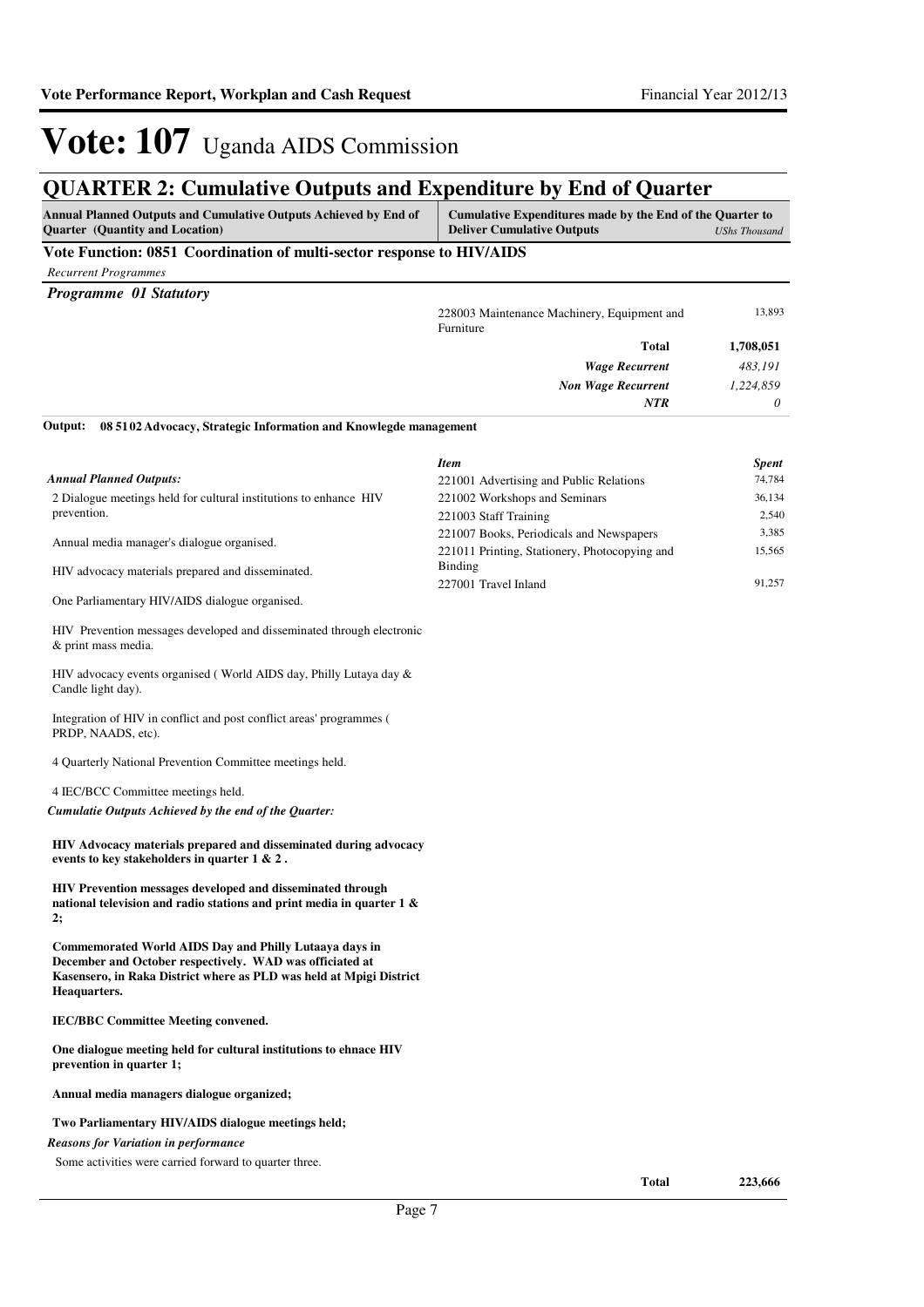# Vote: 107 Uganda AIDS Commission

## QUARTER 2: Cumulative Outputs and Expenditure by End of Quarter

| Annual Planned Outputs and Cumulative Outputs Achieved by End of Quarter (Quantity and Location) | Cumulative Expenditures made by the End of the Quarter to Deliver Cumulative Outputs | UShs Thousand |
|---|---|---|

**Vote Function: 0851 Coordination of multi-sector response to HIV/AIDS**

*Recurrent Programmes*

***Programme 01 Statutory***

| | | |
|---|---|---|
| | 228003 Maintenance Machinery, Equipment and Furniture | 13,893 |
| | **Total** | **1,708,051** |
| | ***Wage Recurrent*** | *483,191* |
| | ***Non Wage Recurrent*** | *1,224,859* |
| | ***NTR*** | *0* |

**Output: 08 51 02 Advocacy, Strategic Information and Knowlegde management**

| | *Item* | *Spent* |
|---|---|---|
| | 221001 Advertising and Public Relations | 74,784 |
| | 221002 Workshops and Seminars | 36,134 |
| | 221003 Staff Training | 2,540 |
| | 221007 Books, Periodicals and Newspapers | 3,385 |
| | 221011 Printing, Stationery, Photocopying and Binding | 15,565 |
| | 227001 Travel Inland | 91,257 |

*Annual Planned Outputs:*

2 Dialogue meetings held for cultural institutions to enhance HIV prevention.

Annual media manager's dialogue organised.

HIV advocacy materials prepared and disseminated.

One Parliamentary HIV/AIDS dialogue organised.

HIV Prevention messages developed and disseminated through electronic & print mass media.

HIV advocacy events organised ( World AIDS day, Philly Lutaya day & Candle light day).

Integration of HIV in conflict and post conflict areas' programmes ( PRDP, NAADS, etc).

4 Quarterly National Prevention Committee meetings held.

4 IEC/BCC Committee meetings held.

***Cumulatie Outputs Achieved by the end of the Quarter:***

**HIV Advocacy materials prepared and disseminated during advocacy events to key stakeholders in quarter 1 & 2 .**

**HIV Prevention messages developed and disseminated through national television and radio stations and print media in quarter 1 & 2;**

**Commemorated World AIDS Day and Philly Lutaaya days in December and October respectively. WAD was officiated at Kasensero, in Raka District where as PLD was held at Mpigi District Heaquarters.**

**IEC/BBC Committee Meeting convened.**

**One dialogue meeting held for cultural institutions to ehnace HIV prevention in quarter 1;**

**Annual media managers dialogue organized;**

**Two Parliamentary HIV/AIDS dialogue meetings held;**

***Reasons for Variation in performance***

Some activities were carried forward to quarter three.

| | | |
|---|---|---|
| | **Total** | **223,666** |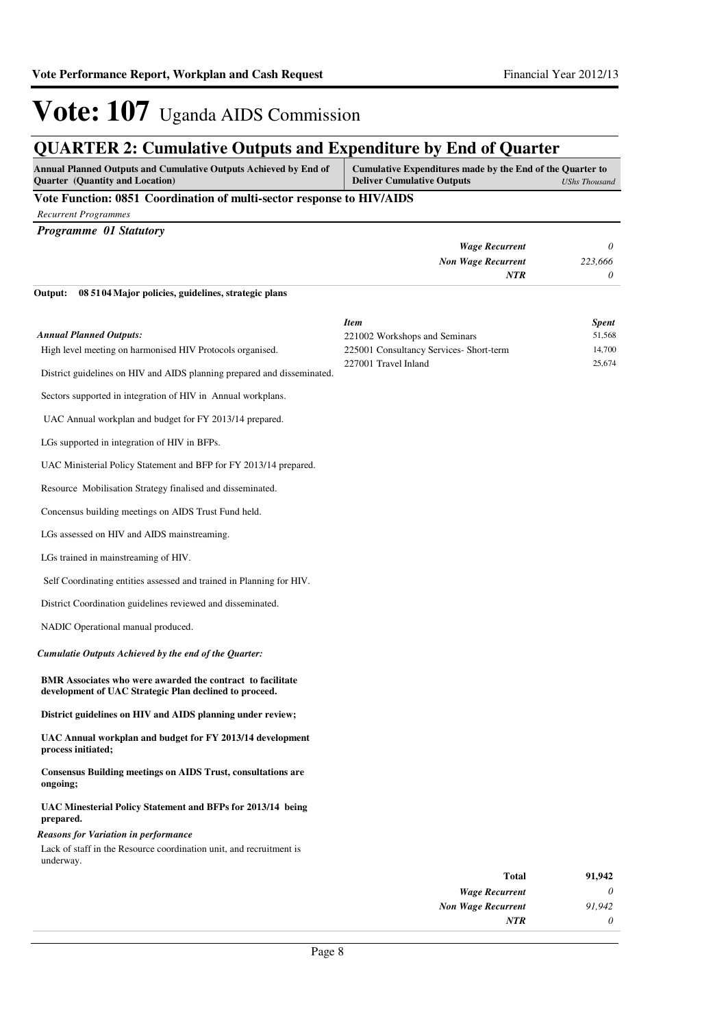# Vote: 107 Uganda AIDS Commission

## QUARTER 2: Cumulative Outputs and Expenditure by End of Quarter

| Annual Planned Outputs and Cumulative Outputs Achieved by End of Quarter (Quantity and Location) | Cumulative Expenditures made by the End of the Quarter to Deliver Cumulative Outputs | *UShs Thousand* |
|---|---|---|

**Vote Function: 0851 Coordination of multi-sector response to HIV/AIDS**

*Recurrent Programmes*

***Programme 01 Statutory***

| | |
|---|---|
| *Wage Recurrent* | *0* |
| *Non Wage Recurrent* | *223,666* |
| *NTR* | *0* |

**Output: 08 5104 Major policies, guidelines, strategic plans**

*Annual Planned Outputs:*

High level meeting on harmonised HIV Protocols organised.

District guidelines on HIV and AIDS planning prepared and disseminated.

Sectors supported in integration of HIV in Annual workplans.

UAC Annual workplan and budget for FY 2013/14 prepared.

LGs supported in integration of HIV in BFPs.

UAC Ministerial Policy Statement and BFP for FY 2013/14 prepared.

Resource Mobilisation Strategy finalised and disseminated.

Concensus building meetings on AIDS Trust Fund held.

LGs assessed on HIV and AIDS mainstreaming.

LGs trained in mainstreaming of HIV.

Self Coordinating entities assessed and trained in Planning for HIV.

District Coordination guidelines reviewed and disseminated.

NADIC Operational manual produced.

*Cumulatie Outputs Achieved by the end of the Quarter:*

**BMR Associates who were awarded the contract to facilitate development of UAC Strategic Plan declined to proceed.**

**District guidelines on HIV and AIDS planning under review;**

**UAC Annual workplan and budget for FY 2013/14 development process initiated;**

**Consensus Building meetings on AIDS Trust, consultations are ongoing;**

**UAC Minesterial Policy Statement and BFPs for 2013/14 being prepared.**

*Reasons for Variation in performance*

Lack of staff in the Resource coordination unit, and recruitment is underway.

| *Item* | *Spent* |
|---|---|
| 221002 Workshops and Seminars | 51,568 |
| 225001 Consultancy Services- Short-term | 14,700 |
| 227001 Travel Inland | 25,674 |

| | |
|---|---|
| **Total** | **91,942** |
| *Wage Recurrent* | *0* |
| *Non Wage Recurrent* | *91,942* |
| *NTR* | *0* |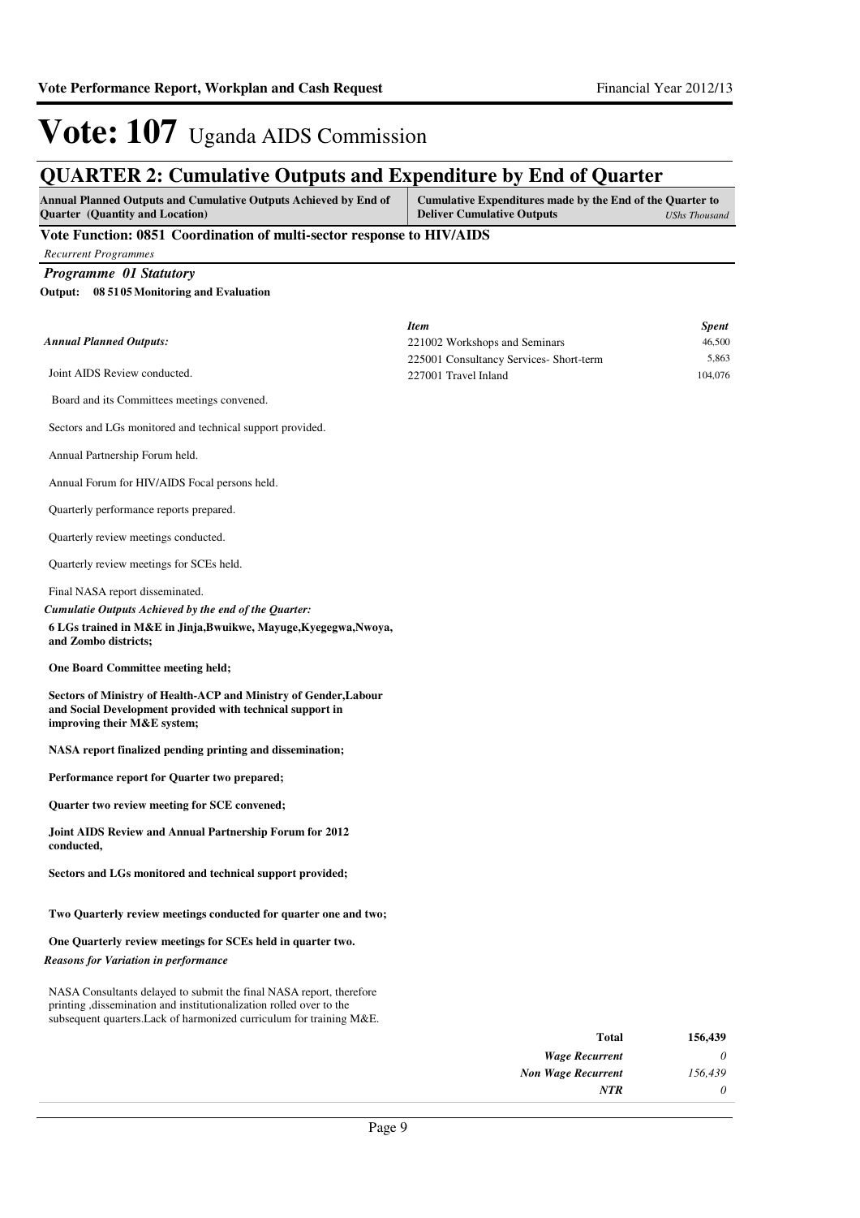# Vote: 107 Uganda AIDS Commission

## QUARTER 2: Cumulative Outputs and Expenditure by End of Quarter

| Annual Planned Outputs and Cumulative Outputs Achieved by End of Quarter (Quantity and Location) | Cumulative Expenditures made by the End of the Quarter to Deliver Cumulative Outputs *UShs Thousand* |
|---|---|

**Vote Function: 0851 Coordination of multi-sector response to HIV/AIDS**

*Recurrent Programmes*

***Programme 01 Statutory***

**Output: 08 51 05 Monitoring and Evaluation**

*Annual Planned Outputs:*

Joint AIDS Review conducted.

Board and its Committees meetings convened.

Sectors and LGs monitored and technical support provided.

Annual Partnership Forum held.

Annual Forum for HIV/AIDS Focal persons held.

Quarterly performance reports prepared.

Quarterly review meetings conducted.

Quarterly review meetings for SCEs held.

Final NASA report disseminated.

*Cumulatie Outputs Achieved by the end of the Quarter:*

**6 LGs trained in M&E in Jinja,Bwuikwe, Mayuge,Kyegegwa,Nwoya, and Zombo districts;**

**One Board Committee meeting held;**

**Sectors of Ministry of Health-ACP and Ministry of Gender,Labour and Social Development provided with technical support in improving their M&E system;**

**NASA report finalized pending printing and dissemination;**

**Performance report for Quarter two prepared;**

**Quarter two review meeting for SCE convened;**

**Joint AIDS Review and Annual Partnership Forum for 2012 conducted,**

**Sectors and LGs monitored and technical support provided;**

**Two Quarterly review meetings conducted for quarter one and two;**

**One Quarterly review meetings for SCEs held in quarter two.**

*Reasons for Variation in performance*

NASA Consultants delayed to submit the final NASA report, therefore printing ,dissemination and institutionalization rolled over to the subsequent quarters.Lack of harmonized curriculum for training M&E.

| *Item* | *Spent* |
|---|---|
| 221002 Workshops and Seminars | 46,500 |
| 225001 Consultancy Services- Short-term | 5,863 |
| 227001 Travel Inland | 104,076 |

| | |
|---|---|
| **Total** | **156,439** |
| ***Wage Recurrent*** | *0* |
| ***Non Wage Recurrent*** | *156,439* |
| ***NTR*** | *0* |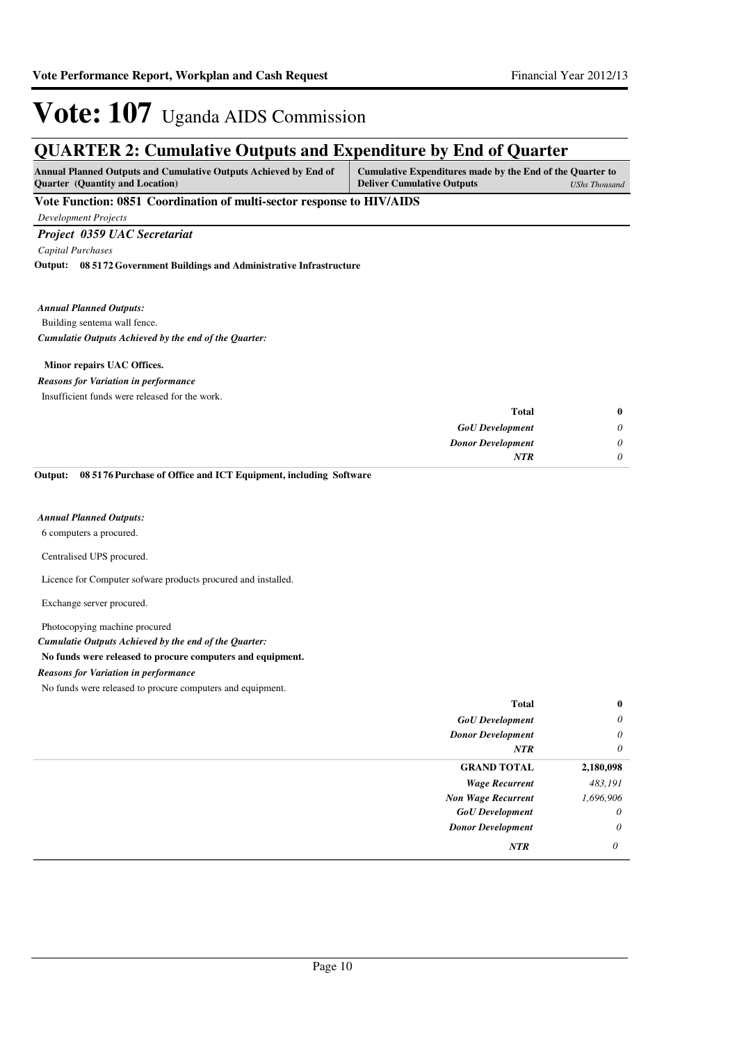# Vote: 107 Uganda AIDS Commission

## QUARTER 2: Cumulative Outputs and Expenditure by End of Quarter

| Annual Planned Outputs and Cumulative Outputs Achieved by End of Quarter (Quantity and Location) | Cumulative Expenditures made by the End of the Quarter to Deliver Cumulative Outputs | *UShs Thousand* |
|---|---|---|

### Vote Function: 0851 Coordination of multi-sector response to HIV/AIDS

*Development Projects*

#### *Project 0359 UAC Secretariat*

*Capital Purchases*

**Output: 08 5172 Government Buildings and Administrative Infrastructure**

***Annual Planned Outputs:***

Building sentema wall fence.

***Cumulatie Outputs Achieved by the end of the Quarter:***

**Minor repairs UAC Offices.**

***Reasons for Variation in performance***

Insufficient funds were released for the work.

| | |
|---|---|
| **Total** | **0** |
| *GoU Development* | *0* |
| *Donor Development* | *0* |
| *NTR* | *0* |

**Output: 08 5176 Purchase of Office and ICT Equipment, including Software**

***Annual Planned Outputs:***

6 computers a procured.

Centralised UPS procured.

Licence for Computer sofware products procured and installed.

Exchange server procured.

Photocopying machine procured

***Cumulatie Outputs Achieved by the end of the Quarter:***

**No funds were released to procure computers and equipment.**

***Reasons for Variation in performance***

No funds were released to procure computers and equipment.

| | |
|---|---|
| **Total** | **0** |
| *GoU Development* | *0* |
| *Donor Development* | *0* |
| *NTR* | *0* |
| **GRAND TOTAL** | **2,180,098** |
| *Wage Recurrent* | *483,191* |
| *Non Wage Recurrent* | *1,696,906* |
| *GoU Development* | *0* |
| *Donor Development* | *0* |
| *NTR* | *0* |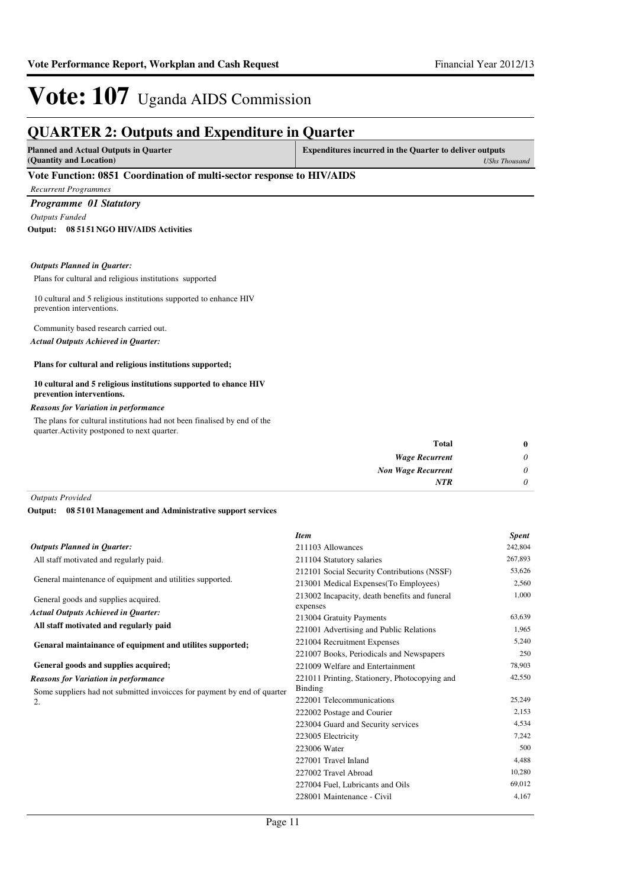# Vote: 107 Uganda AIDS Commission

## QUARTER 2: Outputs and Expenditure in Quarter

| Planned and Actual Outputs in Quarter (Quantity and Location) | Expenditures incurred in the Quarter to deliver outputs *UShs Thousand* |
|---|---|

### Vote Function: 0851 Coordination of multi-sector response to HIV/AIDS

*Recurrent Programmes*

#### *Programme 01 Statutory*

*Outputs Funded*

**Output: 08 5151 NGO HIV/AIDS Activities**

***Outputs Planned in Quarter:***

Plans for cultural and religious institutions supported

10 cultural and 5 religious institutions supported to enhance HIV prevention interventions.

Community based research carried out.

***Actual Outputs Achieved in Quarter:***

**Plans for cultural and religious institutions supported;**

**10 cultural and 5 religious institutions supported to ehance HIV prevention interventions.**

***Reasons for Variation in performance***

The plans for cultural institutions had not been finalised by end of the quarter.Activity postponed to next quarter.

| | |
|---|---|
| **Total** | **0** |
| ***Wage Recurrent*** | *0* |
| ***Non Wage Recurrent*** | *0* |
| ***NTR*** | *0* |

*Outputs Provided*

**Output: 08 5101 Management and Administrative support services**

***Outputs Planned in Quarter:***

All staff motivated and regularly paid.

General maintenance of equipment and utilities supported.

General goods and supplies acquired.

***Actual Outputs Achieved in Quarter:***

**All staff motivated and regularly paid**

**Genaral maintainance of equipment and utilites supported;**

**General goods and supplies acquired;**

***Reasons for Variation in performance***

Some suppliers had not submitted invoicces for payment by end of quarter 2.

| *Item* | *Spent* |
|---|---|
| 211103 Allowances | 242,804 |
| 211104 Statutory salaries | 267,893 |
| 212101 Social Security Contributions (NSSF) | 53,626 |
| 213001 Medical Expenses(To Employees) | 2,560 |
| 213002 Incapacity, death benefits and funeral expenses | 1,000 |
| 213004 Gratuity Payments | 63,639 |
| 221001 Advertising and Public Relations | 1,965 |
| 221004 Recruitment Expenses | 5,240 |
| 221007 Books, Periodicals and Newspapers | 250 |
| 221009 Welfare and Entertainment | 78,903 |
| 221011 Printing, Stationery, Photocopying and Binding | 42,550 |
| 222001 Telecommunications | 25,249 |
| 222002 Postage and Courier | 2,153 |
| 223004 Guard and Security services | 4,534 |
| 223005 Electricity | 7,242 |
| 223006 Water | 500 |
| 227001 Travel Inland | 4,488 |
| 227002 Travel Abroad | 10,280 |
| 227004 Fuel, Lubricants and Oils | 69,012 |
| 228001 Maintenance - Civil | 4,167 |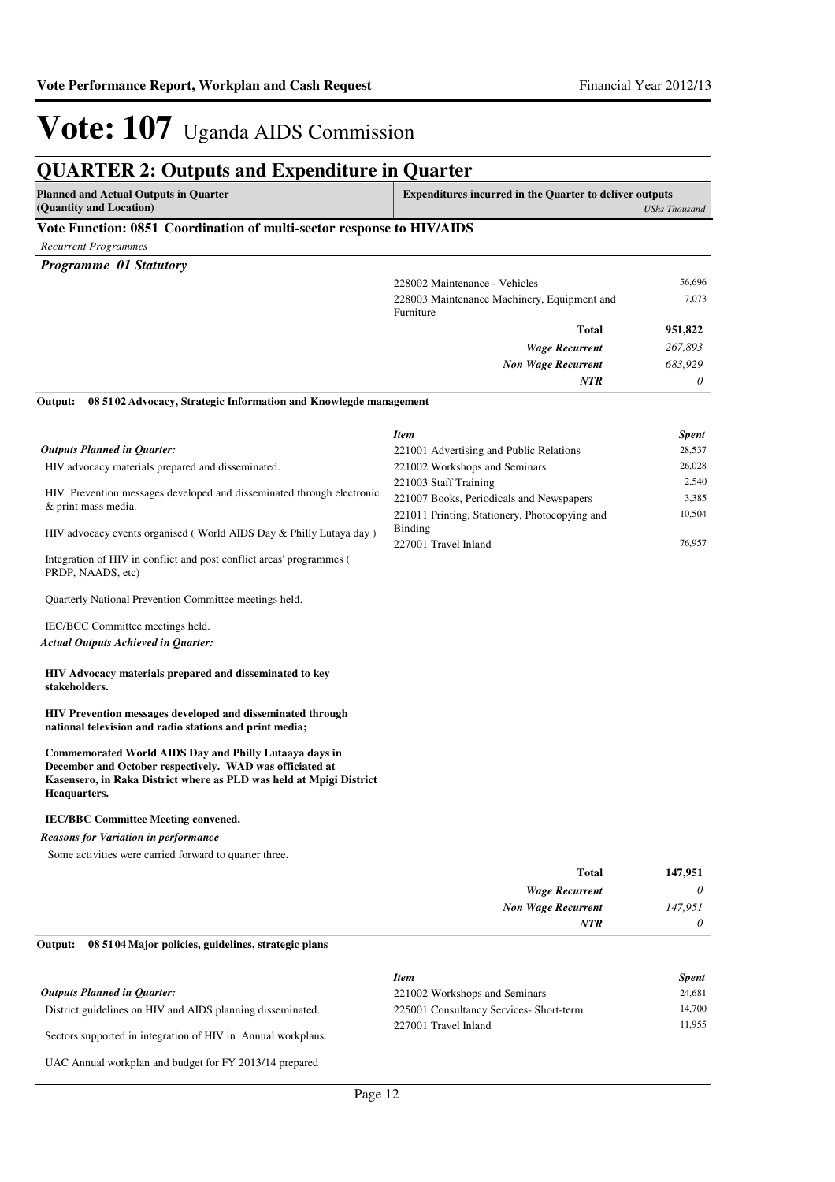# Vote: 107 Uganda AIDS Commission

## QUARTER 2: Outputs and Expenditure in Quarter

| Planned and Actual Outputs in Quarter (Quantity and Location) | Expenditures incurred in the Quarter to deliver outputs | *UShs Thousand* |
|---|---|---|

### Vote Function: 0851 Coordination of multi-sector response to HIV/AIDS

*Recurrent Programmes*

***Programme 01 Statutory***

| | | |
|---|---|---|
| | 228002 Maintenance - Vehicles | 56,696 |
| | 228003 Maintenance Machinery, Equipment and Furniture | 7,073 |
| | **Total** | **951,822** |
| | ***Wage Recurrent*** | *267,893* |
| | ***Non Wage Recurrent*** | *683,929* |
| | ***NTR*** | *0* |

**Output: 08 5102 Advocacy, Strategic Information and Knowlegde management**

***Outputs Planned in Quarter:***

HIV advocacy materials prepared and disseminated.

HIV Prevention messages developed and disseminated through electronic & print mass media.

HIV advocacy events organised ( World AIDS Day & Philly Lutaya day )

Integration of HIV in conflict and post conflict areas' programmes ( PRDP, NAADS, etc)

Quarterly National Prevention Committee meetings held.

IEC/BCC Committee meetings held.

***Actual Outputs Achieved in Quarter:***

**HIV Advocacy materials prepared and disseminated to key stakeholders.**

**HIV Prevention messages developed and disseminated through national television and radio stations and print media;**

**Commemorated World AIDS Day and Philly Lutaaya days in December and October respectively. WAD was officiated at Kasensero, in Raka District where as PLD was held at Mpigi District Heaquarters.**

**IEC/BBC Committee Meeting convened.**

***Reasons for Variation in performance***

Some activities were carried forward to quarter three.

| *Item* | *Spent* |
|---|---|
| 221001 Advertising and Public Relations | 28,537 |
| 221002 Workshops and Seminars | 26,028 |
| 221003 Staff Training | 2,540 |
| 221007 Books, Periodicals and Newspapers | 3,385 |
| 221011 Printing, Stationery, Photocopying and Binding | 10,504 |
| 227001 Travel Inland | 76,957 |
| **Total** | **147,951** |
| ***Wage Recurrent*** | *0* |
| ***Non Wage Recurrent*** | *147,951* |
| ***NTR*** | *0* |

**Output: 08 5104 Major policies, guidelines, strategic plans**

***Outputs Planned in Quarter:***

District guidelines on HIV and AIDS planning disseminated.

Sectors supported in integration of HIV in Annual workplans.

UAC Annual workplan and budget for FY 2013/14 prepared

| *Item* | *Spent* |
|---|---|
| 221002 Workshops and Seminars | 24,681 |
| 225001 Consultancy Services- Short-term | 14,700 |
| 227001 Travel Inland | 11,955 |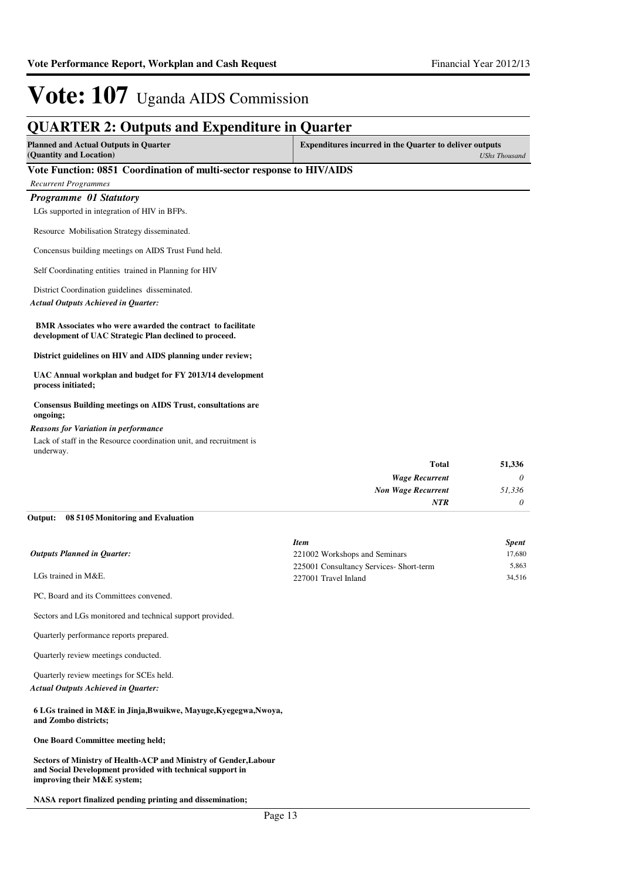# Vote: 107 Uganda AIDS Commission

## QUARTER 2: Outputs and Expenditure in Quarter

| Planned and Actual Outputs in Quarter (Quantity and Location) | Expenditures incurred in the Quarter to deliver outputs *UShs Thousand* |
|---|---|

### Vote Function: 0851 Coordination of multi-sector response to HIV/AIDS

*Recurrent Programmes*

#### *Programme 01 Statutory*

LGs supported in integration of HIV in BFPs.

Resource Mobilisation Strategy disseminated.

Concensus building meetings on AIDS Trust Fund held.

Self Coordinating entities trained in Planning for HIV

District Coordination guidelines disseminated.

*Actual Outputs Achieved in Quarter:*

**BMR Associates who were awarded the contract to facilitate development of UAC Strategic Plan declined to proceed.**

**District guidelines on HIV and AIDS planning under review;**

**UAC Annual workplan and budget for FY 2013/14 development process initiated;**

**Consensus Building meetings on AIDS Trust, consultations are ongoing;**

*Reasons for Variation in performance*

Lack of staff in the Resource coordination unit, and recruitment is underway.

| | |
|---|---|
| **Total** | **51,336** |
| *Wage Recurrent* | *0* |
| *Non Wage Recurrent* | *51,336* |
| *NTR* | *0* |

**Output: 08 51 05 Monitoring and Evaluation**

*Outputs Planned in Quarter:*

LGs trained in M&E.

PC, Board and its Committees convened.

Sectors and LGs monitored and technical support provided.

Quarterly performance reports prepared.

Quarterly review meetings conducted.

Quarterly review meetings for SCEs held.

| *Item* | *Spent* |
|---|---|
| 221002 Workshops and Seminars | 17,680 |
| 225001 Consultancy Services- Short-term | 5,863 |
| 227001 Travel Inland | 34,516 |

*Actual Outputs Achieved in Quarter:*

**6 LGs trained in M&E in Jinja,Bwuikwe, Mayuge,Kyegegwa,Nwoya, and Zombo districts;**

**One Board Committee meeting held;**

**Sectors of Ministry of Health-ACP and Ministry of Gender,Labour and Social Development provided with technical support in improving their M&E system;**

**NASA report finalized pending printing and dissemination;**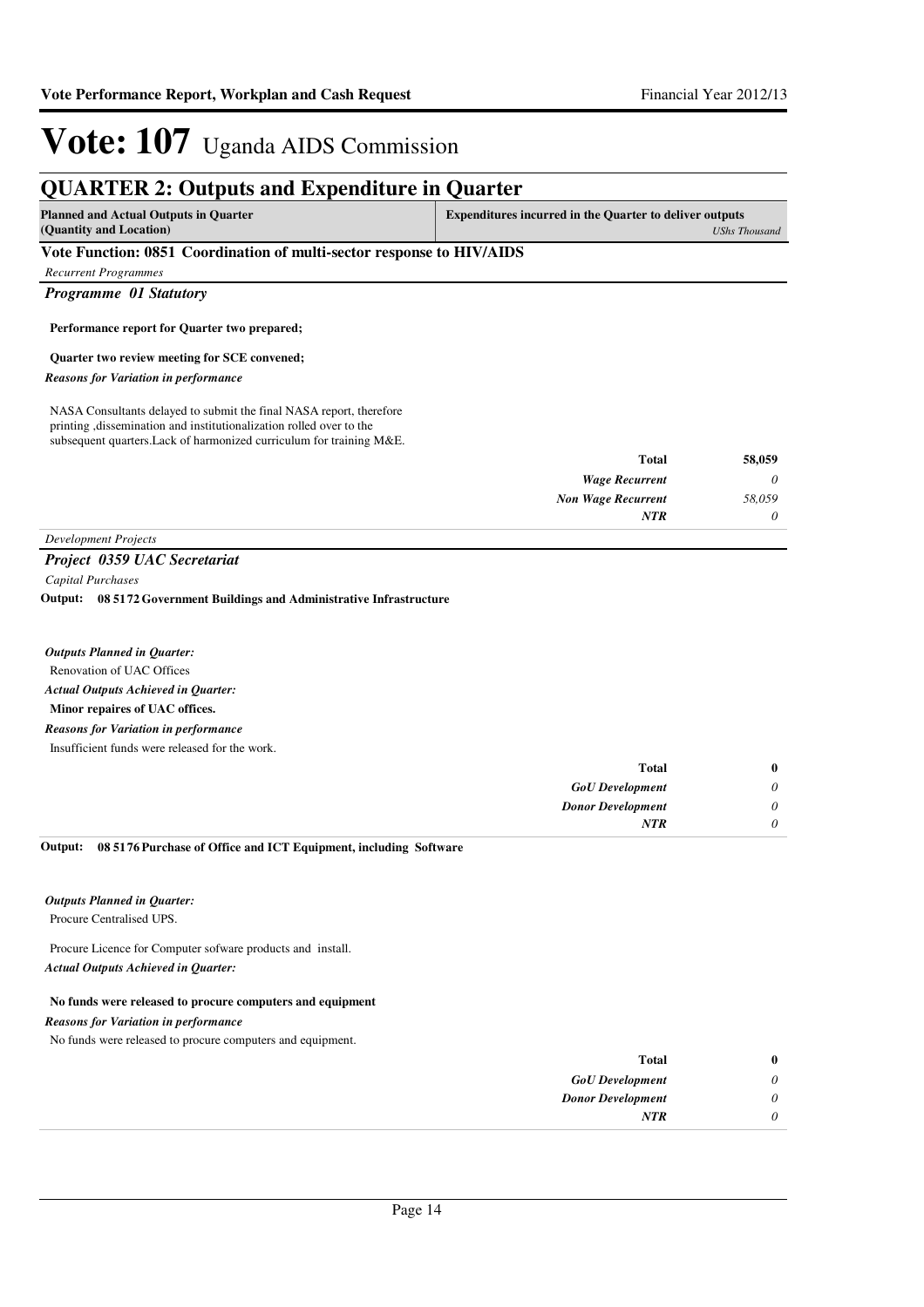# Vote: 107 Uganda AIDS Commission

## QUARTER 2: Outputs and Expenditure in Quarter

| Planned and Actual Outputs in Quarter (Quantity and Location) | Expenditures incurred in the Quarter to deliver outputs | *UShs Thousand* |
|---|---|---|

### Vote Function: 0851 Coordination of multi-sector response to HIV/AIDS

*Recurrent Programmes*

#### *Programme 01 Statutory*

**Performance report for Quarter two prepared;**

**Quarter two review meeting for SCE convened;**

*Reasons for Variation in performance*

NASA Consultants delayed to submit the final NASA report, therefore printing ,dissemination and institutionalization rolled over to the subsequent quarters.Lack of harmonized curriculum for training M&E.

| | |
|---|---|
| **Total** | **58,059** |
| *Wage Recurrent* | *0* |
| *Non Wage Recurrent* | *58,059* |
| *NTR* | *0* |

*Development Projects*

#### *Project 0359 UAC Secretariat*

*Capital Purchases*

**Output: 08 5172 Government Buildings and Administrative Infrastructure**

*Outputs Planned in Quarter:*

Renovation of UAC Offices

*Actual Outputs Achieved in Quarter:*

**Minor repaires of UAC offices.**

*Reasons for Variation in performance*

Insufficient funds were released for the work.

| | |
|---|---|
| **Total** | **0** |
| *GoU Development* | *0* |
| *Donor Development* | *0* |
| *NTR* | *0* |

**Output: 08 5176 Purchase of Office and ICT Equipment, including Software**

*Outputs Planned in Quarter:*

Procure Centralised UPS.

Procure Licence for Computer sofware products and install.

*Actual Outputs Achieved in Quarter:*

**No funds were released to procure computers and equipment**

*Reasons for Variation in performance*

No funds were released to procure computers and equipment.

| | |
|---|---|
| **Total** | **0** |
| *GoU Development* | *0* |
| *Donor Development* | *0* |
| *NTR* | *0* |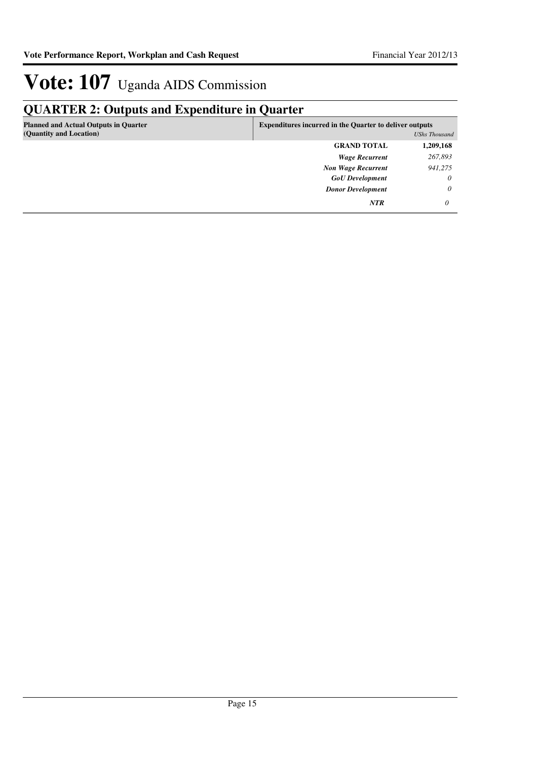# Vote: 107 Uganda AIDS Commission

## QUARTER 2: Outputs and Expenditure in Quarter

| Planned and Actual Outputs in Quarter (Quantity and Location) | Expenditures incurred in the Quarter to deliver outputs | *UShs Thousand* |
|---|---|---|
| | **GRAND TOTAL** | **1,209,168** |
| | ***Wage Recurrent*** | *267,893* |
| | ***Non Wage Recurrent*** | *941,275* |
| | ***GoU Development*** | *0* |
| | ***Donor Development*** | *0* |
| | ***NTR*** | *0* |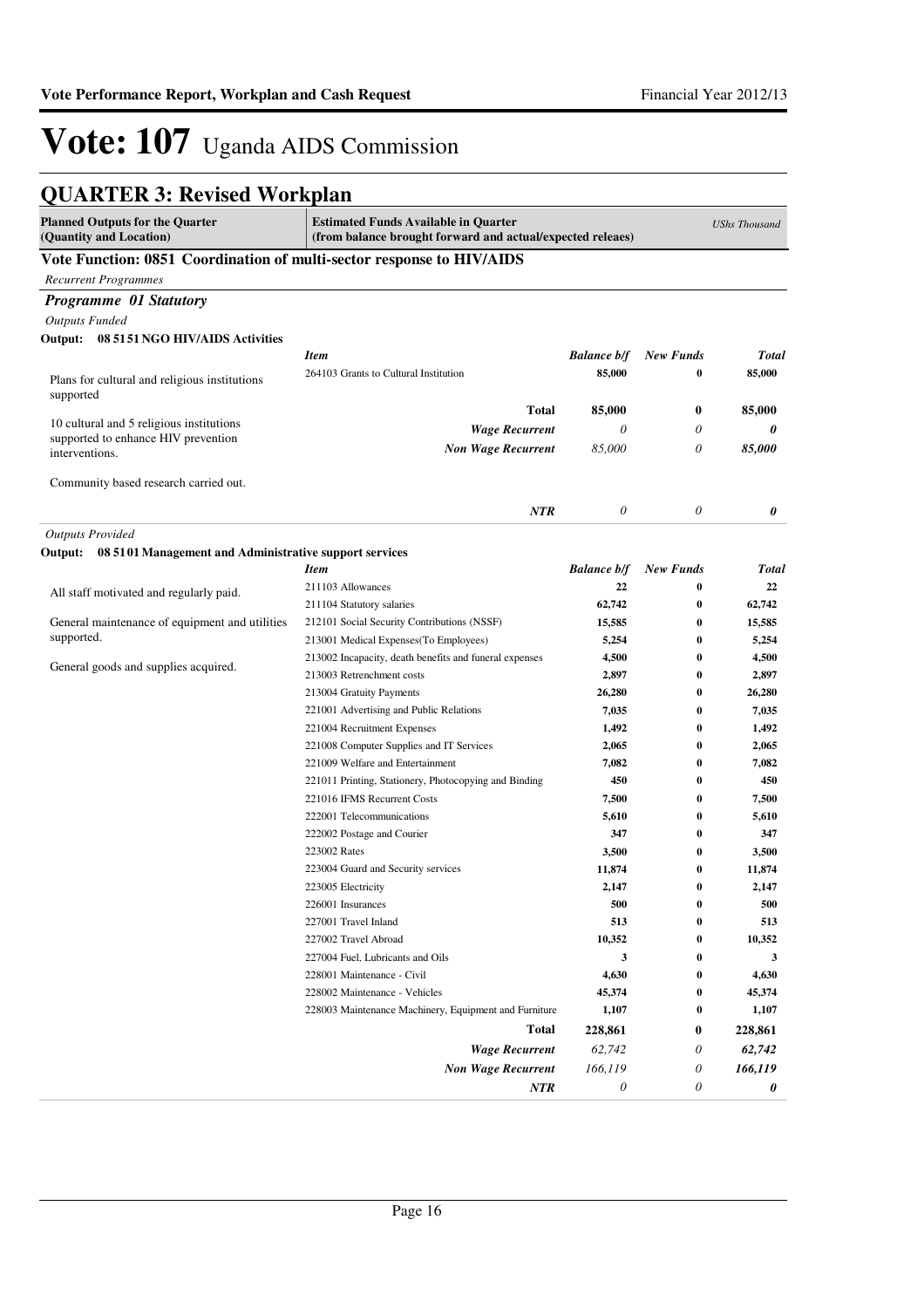# Vote: 107 Uganda AIDS Commission

## QUARTER 3: Revised Workplan

| Planned Outputs for the Quarter (Quantity and Location) | Estimated Funds Available in Quarter (from balance brought forward and actual/expected releaes) | | | *UShs Thousand* |
|---|---|---|---|---|

### Vote Function: 0851 Coordination of multi-sector response to HIV/AIDS

*Recurrent Programmes*

#### *Programme 01 Statutory*

*Outputs Funded*

**Output: 08 5151 NGO HIV/AIDS Activities**

| | *Item* | *Balance b/f* | *New Funds* | *Total* |
|---|---|---|---|---|
| Plans for cultural and religious institutions supported | 264103 Grants to Cultural Institution | **85,000** | **0** | **85,000** |
| 10 cultural and 5 religious institutions supported to enhance HIV prevention interventions. | **Total** | **85,000** | **0** | **85,000** |
| | ***Wage Recurrent*** | *0* | *0* | ***0*** |
| Community based research carried out. | ***Non Wage Recurrent*** | *85,000* | *0* | ***85,000*** |
| | ***NTR*** | *0* | *0* | ***0*** |

*Outputs Provided*

**Output: 08 5101 Management and Administrative support services**

| | *Item* | *Balance b/f* | *New Funds* | *Total* |
|---|---|---|---|---|
| All staff motivated and regularly paid. | 211103 Allowances | **22** | **0** | **22** |
| General maintenance of equipment and utilities supported. | 211104 Statutory salaries | **62,742** | **0** | **62,742** |
| General goods and supplies acquired. | 212101 Social Security Contributions (NSSF) | **15,585** | **0** | **15,585** |
| | 213001 Medical Expenses(To Employees) | **5,254** | **0** | **5,254** |
| | 213002 Incapacity, death benefits and funeral expenses | **4,500** | **0** | **4,500** |
| | 213003 Retrenchment costs | **2,897** | **0** | **2,897** |
| | 213004 Gratuity Payments | **26,280** | **0** | **26,280** |
| | 221001 Advertising and Public Relations | **7,035** | **0** | **7,035** |
| | 221004 Recruitment Expenses | **1,492** | **0** | **1,492** |
| | 221008 Computer Supplies and IT Services | **2,065** | **0** | **2,065** |
| | 221009 Welfare and Entertainment | **7,082** | **0** | **7,082** |
| | 221011 Printing, Stationery, Photocopying and Binding | **450** | **0** | **450** |
| | 221016 IFMS Recurrent Costs | **7,500** | **0** | **7,500** |
| | 222001 Telecommunications | **5,610** | **0** | **5,610** |
| | 222002 Postage and Courier | **347** | **0** | **347** |
| | 223002 Rates | **3,500** | **0** | **3,500** |
| | 223004 Guard and Security services | **11,874** | **0** | **11,874** |
| | 223005 Electricity | **2,147** | **0** | **2,147** |
| | 226001 Insurances | **500** | **0** | **500** |
| | 227001 Travel Inland | **513** | **0** | **513** |
| | 227002 Travel Abroad | **10,352** | **0** | **10,352** |
| | 227004 Fuel, Lubricants and Oils | **3** | **0** | **3** |
| | 228001 Maintenance - Civil | **4,630** | **0** | **4,630** |
| | 228002 Maintenance - Vehicles | **45,374** | **0** | **45,374** |
| | 228003 Maintenance Machinery, Equipment and Furniture | **1,107** | **0** | **1,107** |
| | **Total** | **228,861** | **0** | **228,861** |
| | ***Wage Recurrent*** | *62,742* | *0* | ***62,742*** |
| | ***Non Wage Recurrent*** | *166,119* | *0* | ***166,119*** |
| | ***NTR*** | *0* | *0* | ***0*** |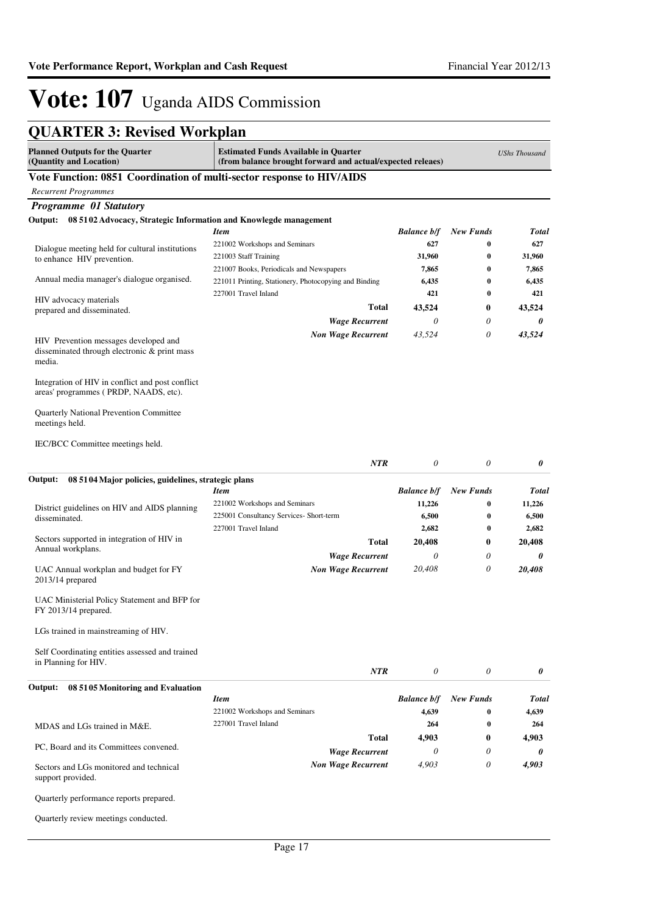# Vote: 107 Uganda AIDS Commission

## QUARTER 3: Revised Workplan

| Planned Outputs for the Quarter (Quantity and Location) | Estimated Funds Available in Quarter (from balance brought forward and actual/expected releaes) | | | USHs Thousand |
|---|---|---|---|---|

### Vote Function: 0851 Coordination of multi-sector response to HIV/AIDS

*Recurrent Programmes*

#### *Programme 01 Statutory*

**Output: 08 5102 Advocacy, Strategic Information and Knowlegde management**

Dialogue meeting held for cultural institutions to enhance HIV prevention.

Annual media manager's dialogue organised.

HIV advocacy materials prepared and disseminated.

HIV Prevention messages developed and disseminated through electronic & print mass media.

Integration of HIV in conflict and post conflict areas' programmes ( PRDP, NAADS, etc).

Quarterly National Prevention Committee meetings held.

IEC/BCC Committee meetings held.

| Item | Balance b/f | New Funds | Total |
|---|---|---|---|
| 221002 Workshops and Seminars | 627 | 0 | 627 |
| 221003 Staff Training | 31,960 | 0 | 31,960 |
| 221007 Books, Periodicals and Newspapers | 7,865 | 0 | 7,865 |
| 221011 Printing, Stationery, Photocopying and Binding | 6,435 | 0 | 6,435 |
| 227001 Travel Inland | 421 | 0 | 421 |
| **Total** | **43,524** | **0** | **43,524** |
| *Wage Recurrent* | *0* | *0* | ***0*** |
| *Non Wage Recurrent* | *43,524* | *0* | ***43,524*** |
| *NTR* | *0* | *0* | ***0*** |

**Output: 08 5104 Major policies, guidelines, strategic plans**

District guidelines on HIV and AIDS planning disseminated.

Sectors supported in integration of HIV in Annual workplans.

UAC Annual workplan and budget for FY 2013/14 prepared

UAC Ministerial Policy Statement and BFP for FY 2013/14 prepared.

LGs trained in mainstreaming of HIV.

Self Coordinating entities assessed and trained in Planning for HIV.

| Item | Balance b/f | New Funds | Total |
|---|---|---|---|
| 221002 Workshops and Seminars | 11,226 | 0 | 11,226 |
| 225001 Consultancy Services- Short-term | 6,500 | 0 | 6,500 |
| 227001 Travel Inland | 2,682 | 0 | 2,682 |
| **Total** | **20,408** | **0** | **20,408** |
| *Wage Recurrent* | *0* | *0* | ***0*** |
| *Non Wage Recurrent* | *20,408* | *0* | ***20,408*** |
| *NTR* | *0* | *0* | ***0*** |

**Output: 08 5105 Monitoring and Evaluation**

MDAS and LGs trained in M&E.

PC, Board and its Committees convened.

Sectors and LGs monitored and technical support provided.

Quarterly performance reports prepared.

Quarterly review meetings conducted.

| Item | Balance b/f | New Funds | Total |
|---|---|---|---|
| 221002 Workshops and Seminars | 4,639 | 0 | 4,639 |
| 227001 Travel Inland | 264 | 0 | 264 |
| **Total** | **4,903** | **0** | **4,903** |
| *Wage Recurrent* | *0* | *0* | ***0*** |
| *Non Wage Recurrent* | *4,903* | *0* | ***4,903*** |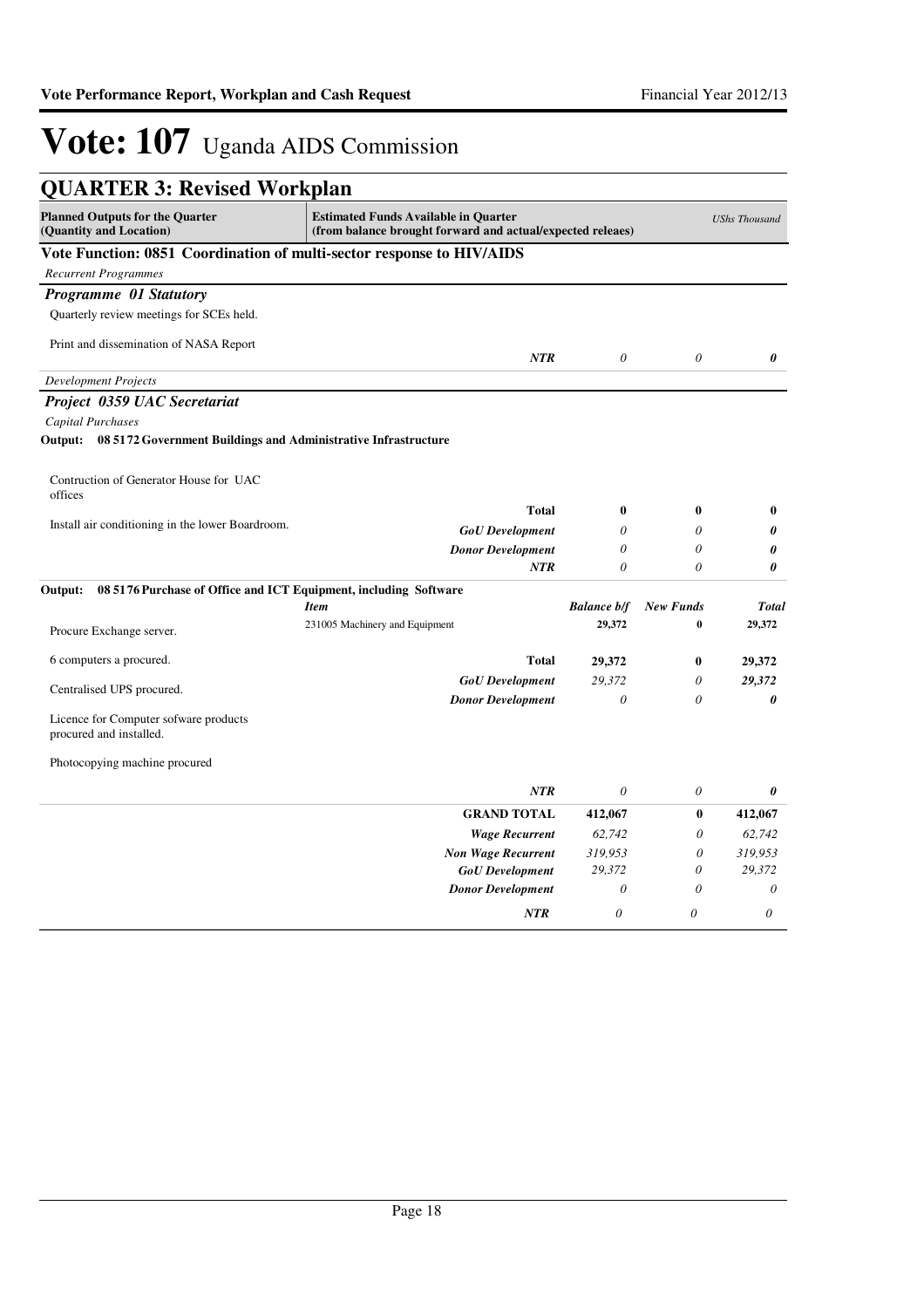# Vote: 107 Uganda AIDS Commission

## QUARTER 3: Revised Workplan

| Planned Outputs for the Quarter (Quantity and Location) | Estimated Funds Available in Quarter (from balance brought forward and actual/expected releaes) | | | UShs Thousand |
|---|---|---|---|---|

**Vote Function: 0851 Coordination of multi-sector response to HIV/AIDS**

*Recurrent Programmes*

***Programme 01 Statutory***

Quarterly review meetings for SCEs held.

Print and dissemination of NASA Report

| | | | | |
|---|---|---|---|---|
| | *NTR* | *0* | *0* | *0* |

*Development Projects*

***Project 0359 UAC Secretariat***

*Capital Purchases*

**Output: 08 5172 Government Buildings and Administrative Infrastructure**

| Planned Outputs | | | | |
|---|---|---|---|---|
| Contruction of Generator House for UAC offices | | | | |
| Install air conditioning in the lower Boardroom. | **Total** | **0** | **0** | **0** |
| | *GoU Development* | *0* | *0* | *0* |
| | *Donor Development* | *0* | *0* | *0* |
| | *NTR* | *0* | *0* | *0* |

**Output: 08 5176 Purchase of Office and ICT Equipment, including Software**

| Planned Outputs | *Item* | *Balance b/f* | *New Funds* | *Total* |
|---|---|---|---|---|
| Procure Exchange server. | 231005 Machinery and Equipment | 29,372 | 0 | 29,372 |
| 6 computers a procured. | **Total** | **29,372** | **0** | **29,372** |
| Centralised UPS procured. | *GoU Development* | *29,372* | *0* | *29,372* |
| Licence for Computer sofware products procured and installed. | *Donor Development* | *0* | *0* | *0* |
| Photocopying machine procured | | | | |
| | *NTR* | *0* | *0* | *0* |

| | | Balance b/f | New Funds | Total |
|---|---|---|---|---|
| | **GRAND TOTAL** | **412,067** | **0** | **412,067** |
| | *Wage Recurrent* | *62,742* | *0* | *62,742* |
| | *Non Wage Recurrent* | *319,953* | *0* | *319,953* |
| | *GoU Development* | *29,372* | *0* | *29,372* |
| | *Donor Development* | *0* | *0* | *0* |
| | *NTR* | *0* | *0* | *0* |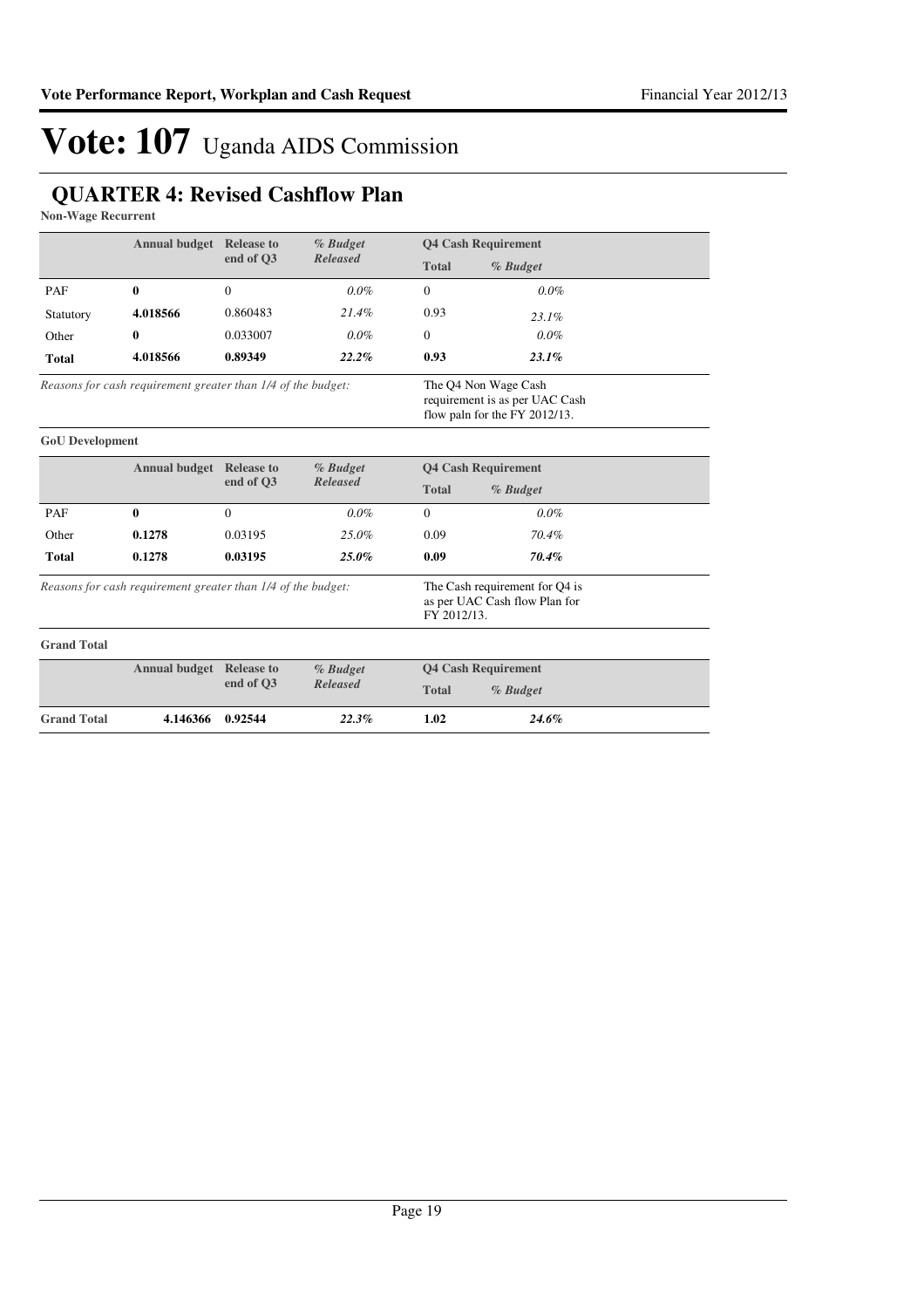# Vote: 107 Uganda AIDS Commission

## QUARTER 4: Revised Cashflow Plan

**Non-Wage Recurrent**

| | Annual budget | Release to end of Q3 | *% Budget Released* | Q4 Cash Requirement | |
|---|---|---|---|---|---|
| | | | | **Total** | *% Budget* |
| PAF | **0** | 0 | *0.0%* | 0 | *0.0%* |
| Statutory | **4.018566** | 0.860483 | *21.4%* | 0.93 | *23.1%* |
| Other | **0** | 0.033007 | *0.0%* | 0 | *0.0%* |
| **Total** | **4.018566** | **0.89349** | ***22.2%*** | **0.93** | ***23.1%*** |

*Reasons for cash requirement greater than 1/4 of the budget:* The Q4 Non Wage Cash requirement is as per UAC Cash flow paln for the FY 2012/13.

**GoU Development**

| | Annual budget | Release to end of Q3 | *% Budget Released* | Q4 Cash Requirement | |
|---|---|---|---|---|---|
| | | | | **Total** | *% Budget* |
| PAF | **0** | 0 | *0.0%* | 0 | *0.0%* |
| Other | **0.1278** | 0.03195 | *25.0%* | 0.09 | *70.4%* |
| **Total** | **0.1278** | **0.03195** | ***25.0%*** | **0.09** | ***70.4%*** |

*Reasons for cash requirement greater than 1/4 of the budget:* The Cash requirement for Q4 is as per UAC Cash flow Plan for FY 2012/13.

**Grand Total**

| | Annual budget | Release to end of Q3 | *% Budget Released* | Q4 Cash Requirement | |
|---|---|---|---|---|---|
| | | | | **Total** | *% Budget* |
| **Grand Total** | **4.146366** | **0.92544** | ***22.3%*** | **1.02** | ***24.6%*** |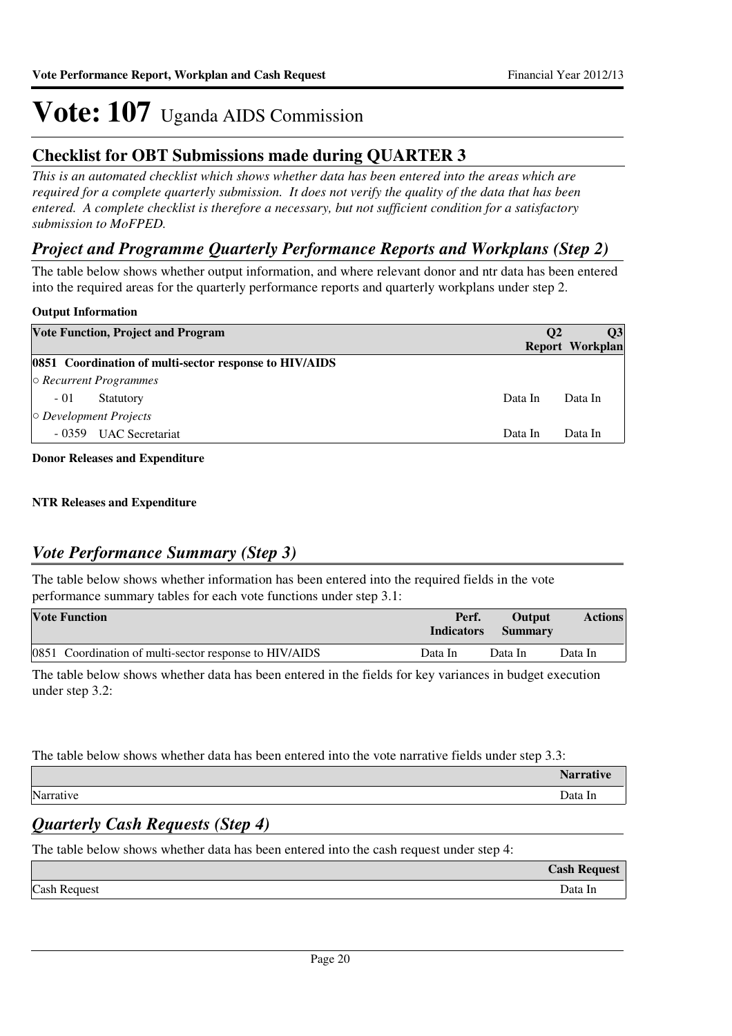# Vote: 107 Uganda AIDS Commission

## Checklist for OBT Submissions made during QUARTER 3

*This is an automated checklist which shows whether data has been entered into the areas which are required for a complete quarterly submission. It does not verify the quality of the data that has been entered. A complete checklist is therefore a necessary, but not sufficient condition for a satisfactory submission to MoFPED.*

## *Project and Programme Quarterly Performance Reports and Workplans (Step 2)*

The table below shows whether output information, and where relevant donor and ntr data has been entered into the required areas for the quarterly performance reports and quarterly workplans under step 2.

**Output Information**

| Vote Function, Project and Program | Q2 Report | Q3 Workplan |
|---|---|---|
| **0851 Coordination of multi-sector response to HIV/AIDS** | | |
| ○ *Recurrent Programmes* | | |
| - 01 Statutory | Data In | Data In |
| ○ *Development Projects* | | |
| - 0359 UAC Secretariat | Data In | Data In |

**Donor Releases and Expenditure**

**NTR Releases and Expenditure**

## *Vote Performance Summary (Step 3)*

The table below shows whether information has been entered into the required fields in the vote performance summary tables for each vote functions under step 3.1:

| Vote Function | Perf. Indicators | Output Summary | Actions |
|---|---|---|---|
| 0851 Coordination of multi-sector response to HIV/AIDS | Data In | Data In | Data In |

The table below shows whether data has been entered in the fields for key variances in budget execution under step 3.2:

The table below shows whether data has been entered into the vote narrative fields under step 3.3:

| | Narrative |
|---|---|
| Narrative | Data In |

## *Quarterly Cash Requests (Step 4)*

The table below shows whether data has been entered into the cash request under step 4:

| | Cash Request |
|---|---|
| Cash Request | Data In |